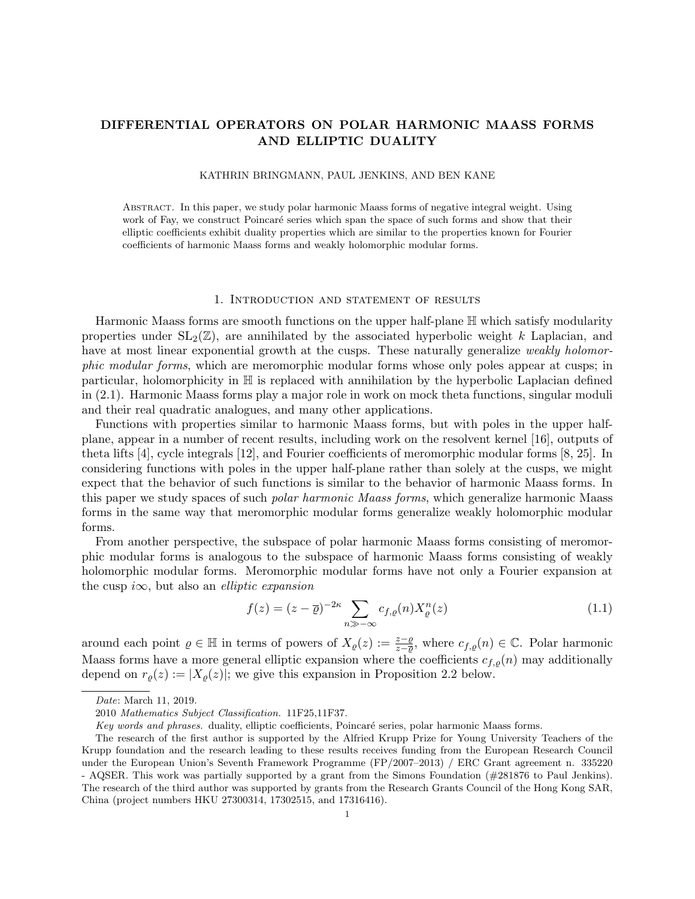# DIFFERENTIAL OPERATORS ON POLAR HARMONIC MAASS FORMS AND ELLIPTIC DUALITY

KATHRIN BRINGMANN, PAUL JENKINS, AND BEN KANE

Abstract. In this paper, we study polar harmonic Maass forms of negative integral weight. Using work of Fay, we construct Poincaré series which span the space of such forms and show that their elliptic coefficients exhibit duality properties which are similar to the properties known for Fourier coefficients of harmonic Maass forms and weakly holomorphic modular forms.

## 1. Introduction and statement of results

Harmonic Maass forms are smooth functions on the upper half-plane $\mathbb{H}$ which satisfy modularity properties under $\mathrm{SL}_2(\mathbb{Z})$, are annihilated by the associated hyperbolic weight $k$ Laplacian, and have at most linear exponential growth at the cusps. These naturally generalize *weakly holomorphic modular forms*, which are meromorphic modular forms whose only poles appear at cusps; in particular, holomorphicity in $\mathbb{H}$ is replaced with annihilation by the hyperbolic Laplacian defined in (2.1). Harmonic Maass forms play a major role in work on mock theta functions, singular moduli and their real quadratic analogues, and many other applications.

Functions with properties similar to harmonic Maass forms, but with poles in the upper half-plane, appear in a number of recent results, including work on the resolvent kernel [16], outputs of theta lifts [4], cycle integrals [12], and Fourier coefficients of meromorphic modular forms [8, 25]. In considering functions with poles in the upper half-plane rather than solely at the cusps, we might expect that the behavior of such functions is similar to the behavior of harmonic Maass forms. In this paper we study spaces of such *polar harmonic Maass forms*, which generalize harmonic Maass forms in the same way that meromorphic modular forms generalize weakly holomorphic modular forms.

From another perspective, the subspace of polar harmonic Maass forms consisting of meromorphic modular forms is analogous to the subspace of harmonic Maass forms consisting of weakly holomorphic modular forms. Meromorphic modular forms have not only a Fourier expansion at the cusp $i\infty$, but also an *elliptic expansion*

$$f(z) = (z - \overline{\varrho})^{-2\kappa} \sum_{n \gg -\infty} c_{f,\varrho}(n) X_{\varrho}^{n}(z) \tag{1.1}$$

around each point $\varrho \in \mathbb{H}$ in terms of powers of $X_{\varrho}(z) := \frac{z-\varrho}{z-\overline{\varrho}}$, where $c_{f,\varrho}(n) \in \mathbb{C}$. Polar harmonic Maass forms have a more general elliptic expansion where the coefficients $c_{f,\varrho}(n)$ may additionally depend on $r_{\varrho}(z) := |X_{\varrho}(z)|$; we give this expansion in Proposition 2.2 below.

---

*Date*: March 11, 2019.

2010 *Mathematics Subject Classification.* 11F25,11F37.

*Key words and phrases.* duality, elliptic coefficients, Poincaré series, polar harmonic Maass forms.

The research of the first author is supported by the Alfried Krupp Prize for Young University Teachers of the Krupp foundation and the research leading to these results receives funding from the European Research Council under the European Union's Seventh Framework Programme (FP/2007–2013) / ERC Grant agreement n. 335220 - AQSER. This work was partially supported by a grant from the Simons Foundation (#281876 to Paul Jenkins). The research of the third author was supported by grants from the Research Grants Council of the Hong Kong SAR, China (project numbers HKU 27300314, 17302515, and 17316416).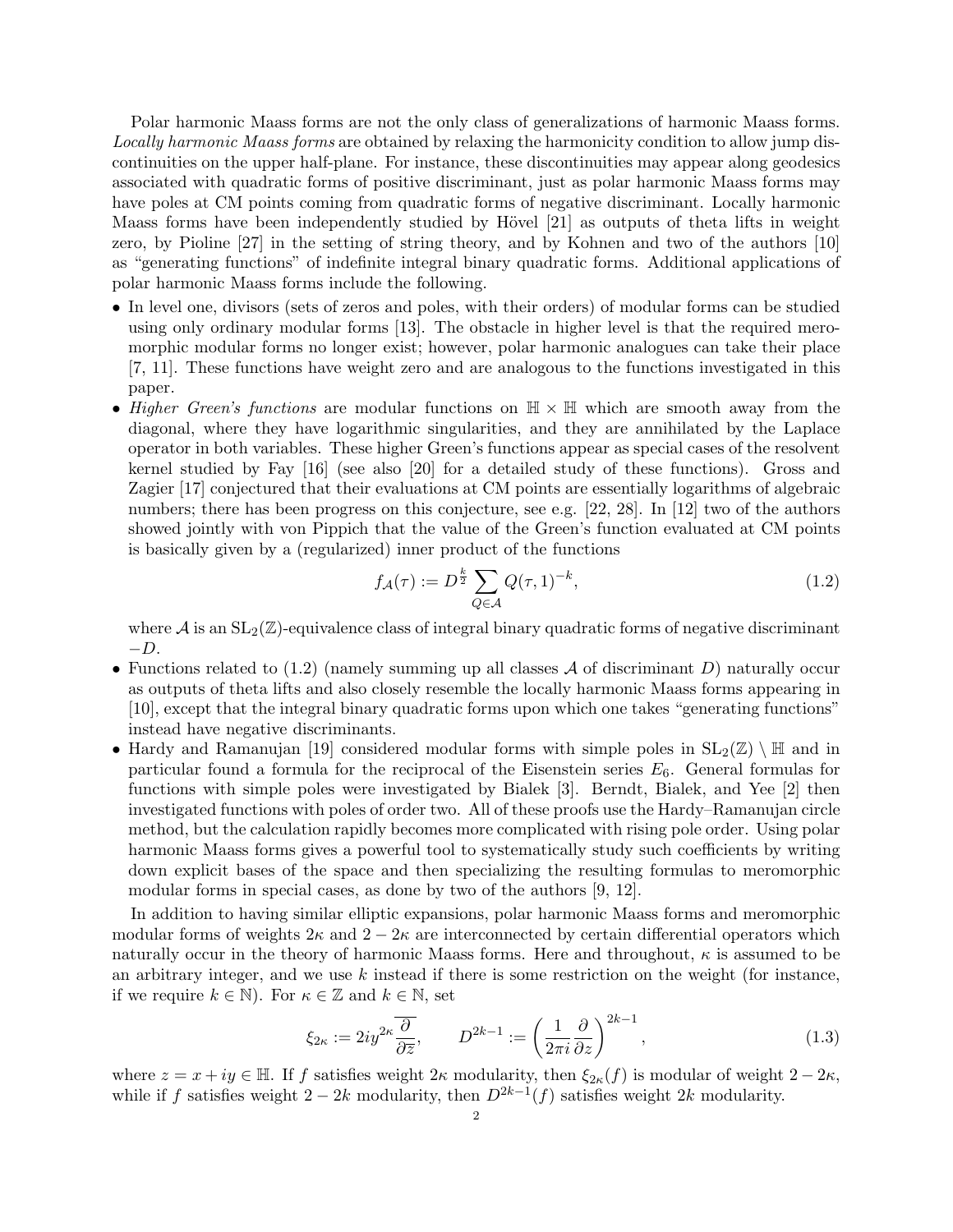Polar harmonic Maass forms are not the only class of generalizations of harmonic Maass forms. *Locally harmonic Maass forms* are obtained by relaxing the harmonicity condition to allow jump discontinuities on the upper half-plane. For instance, these discontinuities may appear along geodesics associated with quadratic forms of positive discriminant, just as polar harmonic Maass forms may have poles at CM points coming from quadratic forms of negative discriminant. Locally harmonic Maass forms have been independently studied by Hövel [21] as outputs of theta lifts in weight zero, by Pioline [27] in the setting of string theory, and by Kohnen and two of the authors [10] as "generating functions" of indefinite integral binary quadratic forms. Additional applications of polar harmonic Maass forms include the following.

- In level one, divisors (sets of zeros and poles, with their orders) of modular forms can be studied using only ordinary modular forms [13]. The obstacle in higher level is that the required meromorphic modular forms no longer exist; however, polar harmonic analogues can take their place [7, 11]. These functions have weight zero and are analogous to the functions investigated in this paper.
- *Higher Green's functions* are modular functions on $\mathbb{H} \times \mathbb{H}$ which are smooth away from the diagonal, where they have logarithmic singularities, and they are annihilated by the Laplace operator in both variables. These higher Green's functions appear as special cases of the resolvent kernel studied by Fay [16] (see also [20] for a detailed study of these functions). Gross and Zagier [17] conjectured that their evaluations at CM points are essentially logarithms of algebraic numbers; there has been progress on this conjecture, see e.g. [22, 28]. In [12] two of the authors showed jointly with von Pippich that the value of the Green's function evaluated at CM points is basically given by a (regularized) inner product of the functions
$$f_{\mathcal{A}}(\tau) := D^{\frac{k}{2}} \sum_{Q \in \mathcal{A}} Q(\tau, 1)^{-k}, \tag{1.2}$$
where $\mathcal{A}$ is an $\mathrm{SL}_2(\mathbb{Z})$-equivalence class of integral binary quadratic forms of negative discriminant $-D$.
- Functions related to (1.2) (namely summing up all classes $\mathcal{A}$ of discriminant $D$) naturally occur as outputs of theta lifts and also closely resemble the locally harmonic Maass forms appearing in [10], except that the integral binary quadratic forms upon which one takes "generating functions" instead have negative discriminants.
- Hardy and Ramanujan [19] considered modular forms with simple poles in $\mathrm{SL}_2(\mathbb{Z}) \setminus \mathbb{H}$ and in particular found a formula for the reciprocal of the Eisenstein series $E_6$. General formulas for functions with simple poles were investigated by Bialek [3]. Berndt, Bialek, and Yee [2] then investigated functions with poles of order two. All of these proofs use the Hardy–Ramanujan circle method, but the calculation rapidly becomes more complicated with rising pole order. Using polar harmonic Maass forms gives a powerful tool to systematically study such coefficients by writing down explicit bases of the space and then specializing the resulting formulas to meromorphic modular forms in special cases, as done by two of the authors [9, 12].

In addition to having similar elliptic expansions, polar harmonic Maass forms and meromorphic modular forms of weights $2\kappa$ and $2 - 2\kappa$ are interconnected by certain differential operators which naturally occur in the theory of harmonic Maass forms. Here and throughout, $\kappa$ is assumed to be an arbitrary integer, and we use $k$ instead if there is some restriction on the weight (for instance, if we require $k \in \mathbb{N}$). For $\kappa \in \mathbb{Z}$ and $k \in \mathbb{N}$, set
$$\xi_{2\kappa} := 2iy^{2\kappa} \overline{\frac{\partial}{\partial \overline{z}}}, \qquad D^{2k-1} := \left( \frac{1}{2\pi i} \frac{\partial}{\partial z} \right)^{2k-1}, \tag{1.3}$$
where $z = x + iy \in \mathbb{H}$. If $f$ satisfies weight $2\kappa$ modularity, then $\xi_{2\kappa}(f)$ is modular of weight $2 - 2\kappa$, while if $f$ satisfies weight $2 - 2k$ modularity, then $D^{2k-1}(f)$ satisfies weight $2k$ modularity.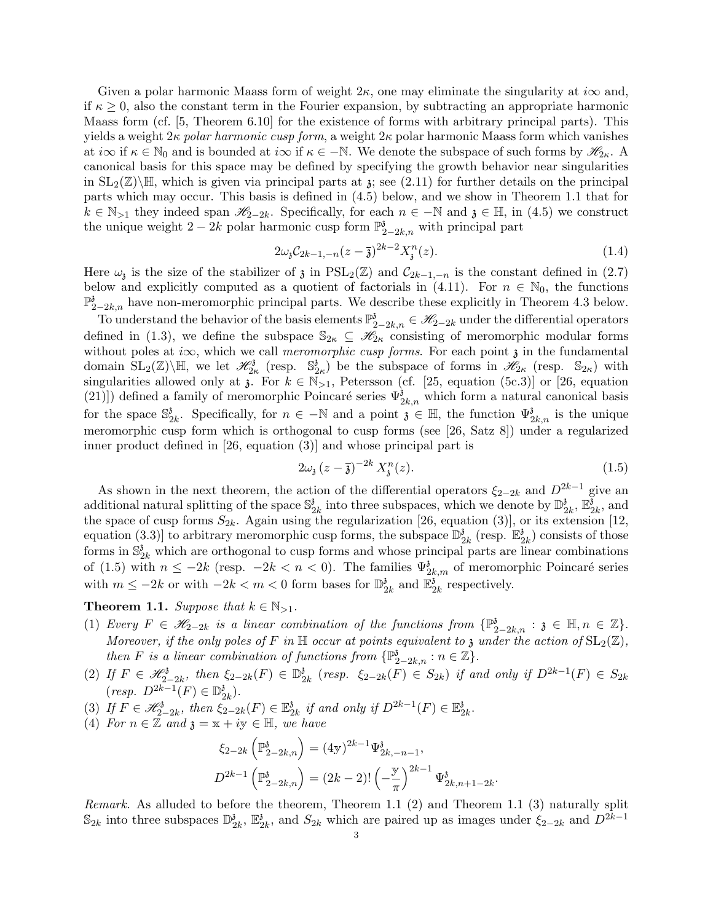Given a polar harmonic Maass form of weight $2\kappa$, one may eliminate the singularity at $i\infty$ and, if $\kappa \geq 0$, also the constant term in the Fourier expansion, by subtracting an appropriate harmonic Maass form (cf. [5, Theorem 6.10] for the existence of forms with arbitrary principal parts). This yields a weight $2\kappa$ *polar harmonic cusp form*, a weight $2\kappa$ polar harmonic Maass form which vanishes at $i\infty$ if $\kappa \in \mathbb{N}_0$ and is bounded at $i\infty$ if $\kappa \in -\mathbb{N}$. We denote the subspace of such forms by $\mathscr{H}_{2\kappa}$. A canonical basis for this space may be defined by specifying the growth behavior near singularities in $\mathrm{SL}_2(\mathbb{Z})\backslash\mathbb{H}$, which is given via principal parts at $\mathfrak{z}$; see (2.11) for further details on the principal parts which may occur. This basis is defined in (4.5) below, and we show in Theorem 1.1 that for $k \in \mathbb{N}_{>1}$ they indeed span $\mathscr{H}_{2-2k}$. Specifically, for each $n \in -\mathbb{N}$ and $\mathfrak{z} \in \mathbb{H}$, in (4.5) we construct the unique weight $2-2k$ polar harmonic cusp form $\mathbb{P}^{\mathfrak{z}}_{2-2k,n}$ with principal part

$$2\omega_{\mathfrak{z}}\mathcal{C}_{2k-1,-n}(z-\overline{\mathfrak{z}})^{2k-2}X^n_{\mathfrak{z}}(z). \tag{1.4}$$

Here $\omega_{\mathfrak{z}}$ is the size of the stabilizer of $\mathfrak{z}$ in $\mathrm{PSL}_2(\mathbb{Z})$ and $\mathcal{C}_{2k-1,-n}$ is the constant defined in (2.7) below and explicitly computed as a quotient of factorials in (4.11). For $n \in \mathbb{N}_0$, the functions $\mathbb{P}^{\mathfrak{z}}_{2-2k,n}$ have non-meromorphic principal parts. We describe these explicitly in Theorem 4.3 below.

To understand the behavior of the basis elements $\mathbb{P}^{\mathfrak{z}}_{2-2k,n} \in \mathscr{H}_{2-2k}$ under the differential operators defined in (1.3), we define the subspace $\mathbb{S}_{2\kappa} \subseteq \mathscr{H}_{2\kappa}$ consisting of meromorphic modular forms without poles at $i\infty$, which we call *meromorphic cusp forms*. For each point $\mathfrak{z}$ in the fundamental domain $\mathrm{SL}_2(\mathbb{Z})\backslash\mathbb{H}$, we let $\mathscr{H}^{\mathfrak{z}}_{2\kappa}$ (resp. $\mathbb{S}^{\mathfrak{z}}_{2\kappa}$) be the subspace of forms in $\mathscr{H}_{2\kappa}$ (resp. $\mathbb{S}_{2\kappa}$) with singularities allowed only at $\mathfrak{z}$. For $k \in \mathbb{N}_{>1}$, Petersson (cf. [25, equation (5c.3)] or [26, equation (21)]) defined a family of meromorphic Poincaré series $\Psi^{\mathfrak{z}}_{2k,n}$ which form a natural canonical basis for the space $\mathbb{S}^{\mathfrak{z}}_{2k}$. Specifically, for $n \in -\mathbb{N}$ and a point $\mathfrak{z} \in \mathbb{H}$, the function $\Psi^{\mathfrak{z}}_{2k,n}$ is the unique meromorphic cusp form which is orthogonal to cusp forms (see [26, Satz 8]) under a regularized inner product defined in [26, equation (3)] and whose principal part is

$$2\omega_{\mathfrak{z}}\left(z-\overline{\mathfrak{z}}\right)^{-2k}X^n_{\mathfrak{z}}(z). \tag{1.5}$$

As shown in the next theorem, the action of the differential operators $\xi_{2-2k}$ and $D^{2k-1}$ give an additional natural splitting of the space $\mathbb{S}^{\mathfrak{z}}_{2k}$ into three subspaces, which we denote by $\mathbb{D}^{\mathfrak{z}}_{2k}$, $\mathbb{E}^{\mathfrak{z}}_{2k}$, and the space of cusp forms $S_{2k}$. Again using the regularization [26, equation (3)], or its extension [12, equation (3.3)] to arbitrary meromorphic cusp forms, the subspace $\mathbb{D}^{\mathfrak{z}}_{2k}$ (resp. $\mathbb{E}^{\mathfrak{z}}_{2k}$) consists of those forms in $\mathbb{S}^{\mathfrak{z}}_{2k}$ which are orthogonal to cusp forms and whose principal parts are linear combinations of (1.5) with $n \leq -2k$ (resp. $-2k < n < 0$). The families $\Psi^{\mathfrak{z}}_{2k,m}$ of meromorphic Poincaré series with $m \leq -2k$ or with $-2k < m < 0$ form bases for $\mathbb{D}^{\mathfrak{z}}_{2k}$ and $\mathbb{E}^{\mathfrak{z}}_{2k}$ respectively.

**Theorem 1.1.** *Suppose that $k \in \mathbb{N}_{>1}$.*

(1) *Every $F \in \mathscr{H}_{2-2k}$ is a linear combination of the functions from $\{\mathbb{P}^{\mathfrak{z}}_{2-2k,n} : \mathfrak{z} \in \mathbb{H}, n \in \mathbb{Z}\}$. Moreover, if the only poles of $F$ in $\mathbb{H}$ occur at points equivalent to $\mathfrak{z}$ under the action of $\mathrm{SL}_2(\mathbb{Z})$, then $F$ is a linear combination of functions from $\{\mathbb{P}^{\mathfrak{z}}_{2-2k,n} : n \in \mathbb{Z}\}$.*
(2) *If $F \in \mathscr{H}^{\mathfrak{z}}_{2-2k}$, then $\xi_{2-2k}(F) \in \mathbb{D}^{\mathfrak{z}}_{2k}$ (resp. $\xi_{2-2k}(F) \in S_{2k}$) if and only if $D^{2k-1}(F) \in S_{2k}$ (resp. $D^{2k-1}(F) \in \mathbb{D}^{\mathfrak{z}}_{2k}$).*
(3) *If $F \in \mathscr{H}^{\mathfrak{z}}_{2-2k}$, then $\xi_{2-2k}(F) \in \mathbb{E}^{\mathfrak{z}}_{2k}$ if and only if $D^{2k-1}(F) \in \mathbb{E}^{\mathfrak{z}}_{2k}$.*
(4) *For $n \in \mathbb{Z}$ and $\mathfrak{z} = \mathrm{x} + i\mathrm{y} \in \mathbb{H}$, we have*

$$\xi_{2-2k}\left(\mathbb{P}^{\mathfrak{z}}_{2-2k,n}\right) = (4\mathrm{y})^{2k-1}\Psi^{\mathfrak{z}}_{2k,-n-1},$$
$$D^{2k-1}\left(\mathbb{P}^{\mathfrak{z}}_{2-2k,n}\right) = (2k-2)!\left(-\frac{\mathrm{y}}{\pi}\right)^{2k-1}\Psi^{\mathfrak{z}}_{2k,n+1-2k}.$$

*Remark.* As alluded to before the theorem, Theorem 1.1 (2) and Theorem 1.1 (3) naturally split $\mathbb{S}_{2k}$ into three subspaces $\mathbb{D}^{\mathfrak{z}}_{2k}$, $\mathbb{E}^{\mathfrak{z}}_{2k}$, and $S_{2k}$ which are paired up as images under $\xi_{2-2k}$ and $D^{2k-1}$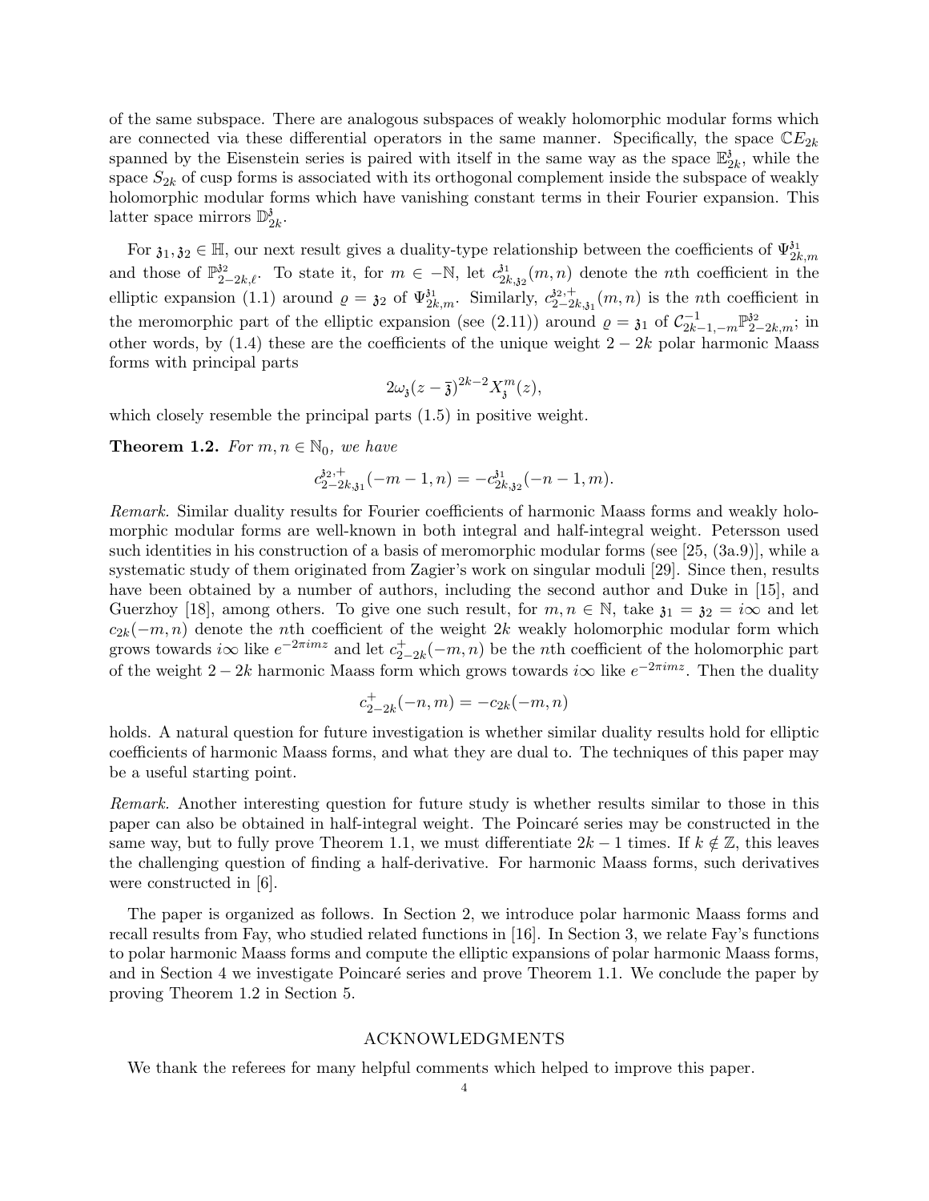of the same subspace. There are analogous subspaces of weakly holomorphic modular forms which are connected via these differential operators in the same manner. Specifically, the space $\mathbb{C}E_{2k}$ spanned by the Eisenstein series is paired with itself in the same way as the space $\mathbb{E}_{2k}^{\mathfrak{z}}$, while the space $S_{2k}$ of cusp forms is associated with its orthogonal complement inside the subspace of weakly holomorphic modular forms which have vanishing constant terms in their Fourier expansion. This latter space mirrors $\mathbb{D}_{2k}^{\mathfrak{z}}$.

For $\mathfrak{z}_1, \mathfrak{z}_2 \in \mathbb{H}$, our next result gives a duality-type relationship between the coefficients of $\Psi_{2k,m}^{\mathfrak{z}_1}$ and those of $\mathbb{P}_{2-2k,\ell}^{\mathfrak{z}_2}$. To state it, for $m \in -\mathbb{N}$, let $c_{2k,\mathfrak{z}_2}^{\mathfrak{z}_1}(m,n)$ denote the $n$th coefficient in the elliptic expansion (1.1) around $\varrho = \mathfrak{z}_2$ of $\Psi_{2k,m}^{\mathfrak{z}_1}$. Similarly, $c_{2-2k,\mathfrak{z}_1}^{\mathfrak{z}_2,+}(m,n)$ is the $n$th coefficient in the meromorphic part of the elliptic expansion (see (2.11)) around $\varrho = \mathfrak{z}_1$ of $\mathcal{C}_{2k-1,-m}^{-1}\mathbb{P}_{2-2k,m}^{\mathfrak{z}_2}$; in other words, by (1.4) these are the coefficients of the unique weight $2-2k$ polar harmonic Maass forms with principal parts

$$2\omega_{\mathfrak{z}}(z-\overline{\mathfrak{z}})^{2k-2}X_{\mathfrak{z}}^{m}(z),$$

which closely resemble the principal parts (1.5) in positive weight.

**Theorem 1.2.** *For $m, n \in \mathbb{N}_0$, we have*

$$c_{2-2k,\mathfrak{z}_1}^{\mathfrak{z}_2,+}(-m-1,n) = -c_{2k,\mathfrak{z}_2}^{\mathfrak{z}_1}(-n-1,m).$$

*Remark.* Similar duality results for Fourier coefficients of harmonic Maass forms and weakly holomorphic modular forms are well-known in both integral and half-integral weight. Petersson used such identities in his construction of a basis of meromorphic modular forms (see [25, (3a.9)], while a systematic study of them originated from Zagier's work on singular moduli [29]. Since then, results have been obtained by a number of authors, including the second author and Duke in [15], and Guerzhoy [18], among others. To give one such result, for $m, n \in \mathbb{N}$, take $\mathfrak{z}_1 = \mathfrak{z}_2 = i\infty$ and let $c_{2k}(-m,n)$ denote the $n$th coefficient of the weight $2k$ weakly holomorphic modular form which grows towards $i\infty$ like $e^{-2\pi i m z}$ and let $c_{2-2k}^{+}(-m,n)$ be the $n$th coefficient of the holomorphic part of the weight $2-2k$ harmonic Maass form which grows towards $i\infty$ like $e^{-2\pi i m z}$. Then the duality

$$c_{2-2k}^{+}(-n,m) = -c_{2k}(-m,n)$$

holds. A natural question for future investigation is whether similar duality results hold for elliptic coefficients of harmonic Maass forms, and what they are dual to. The techniques of this paper may be a useful starting point.

*Remark.* Another interesting question for future study is whether results similar to those in this paper can also be obtained in half-integral weight. The Poincaré series may be constructed in the same way, but to fully prove Theorem 1.1, we must differentiate $2k-1$ times. If $k \notin \mathbb{Z}$, this leaves the challenging question of finding a half-derivative. For harmonic Maass forms, such derivatives were constructed in [6].

The paper is organized as follows. In Section 2, we introduce polar harmonic Maass forms and recall results from Fay, who studied related functions in [16]. In Section 3, we relate Fay's functions to polar harmonic Maass forms and compute the elliptic expansions of polar harmonic Maass forms, and in Section 4 we investigate Poincaré series and prove Theorem 1.1. We conclude the paper by proving Theorem 1.2 in Section 5.

## ACKNOWLEDGMENTS

We thank the referees for many helpful comments which helped to improve this paper.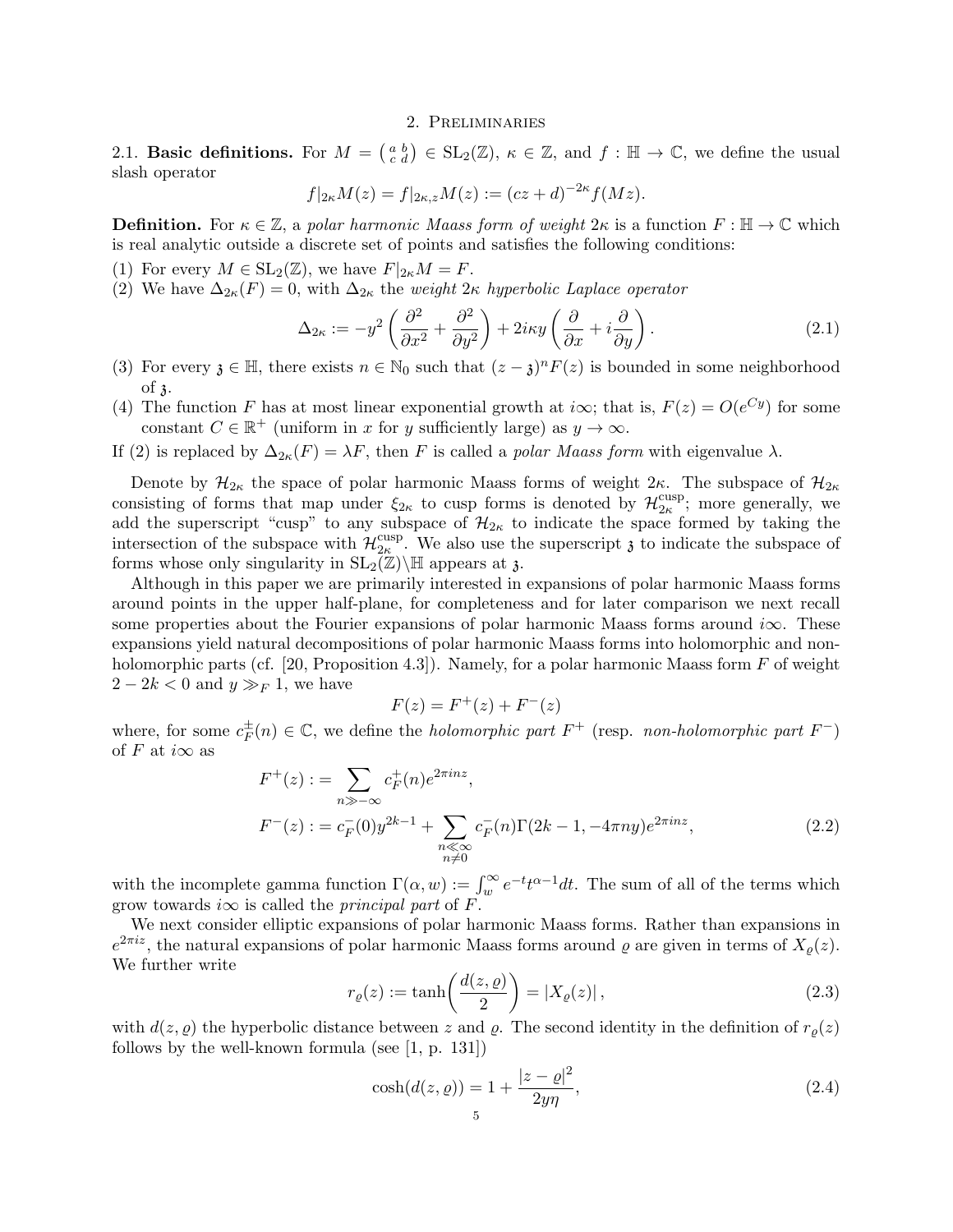## 2. Preliminaries

2.1. **Basic definitions.** For $M = \left(\begin{smallmatrix} a & b \\ c & d \end{smallmatrix}\right) \in \mathrm{SL}_2(\mathbb{Z})$, $\kappa \in \mathbb{Z}$, and $f : \mathbb{H} \to \mathbb{C}$, we define the usual slash operator

$$f|_{2\kappa}M(z) = f|_{2\kappa,z}M(z) := (cz+d)^{-2\kappa} f(Mz).$$

**Definition.** For $\kappa \in \mathbb{Z}$, a *polar harmonic Maass form of weight* $2\kappa$ is a function $F : \mathbb{H} \to \mathbb{C}$ which is real analytic outside a discrete set of points and satisfies the following conditions:

(1) For every $M \in \mathrm{SL}_2(\mathbb{Z})$, we have $F|_{2\kappa}M = F$.

(2) We have $\Delta_{2\kappa}(F) = 0$, with $\Delta_{2\kappa}$ the *weight* $2\kappa$ *hyperbolic Laplace operator*

$$\Delta_{2\kappa} := -y^2\left(\frac{\partial^2}{\partial x^2} + \frac{\partial^2}{\partial y^2}\right) + 2i\kappa y\left(\frac{\partial}{\partial x} + i\frac{\partial}{\partial y}\right). \tag{2.1}$$

(3) For every $\mathfrak{z} \in \mathbb{H}$, there exists $n \in \mathbb{N}_0$ such that $(z-\mathfrak{z})^n F(z)$ is bounded in some neighborhood of $\mathfrak{z}$.

(4) The function $F$ has at most linear exponential growth at $i\infty$; that is, $F(z) = O(e^{Cy})$ for some constant $C \in \mathbb{R}^+$ (uniform in $x$ for $y$ sufficiently large) as $y \to \infty$.

If (2) is replaced by $\Delta_{2\kappa}(F) = \lambda F$, then $F$ is called a *polar Maass form* with eigenvalue $\lambda$.

Denote by $\mathcal{H}_{2\kappa}$ the space of polar harmonic Maass forms of weight $2\kappa$. The subspace of $\mathcal{H}_{2\kappa}$ consisting of forms that map under $\xi_{2\kappa}$ to cusp forms is denoted by $\mathcal{H}_{2\kappa}^{\mathrm{cusp}}$; more generally, we add the superscript "cusp" to any subspace of $\mathcal{H}_{2\kappa}$ to indicate the space formed by taking the intersection of the subspace with $\mathcal{H}_{2\kappa}^{\mathrm{cusp}}$. We also use the superscript $\mathfrak{z}$ to indicate the subspace of forms whose only singularity in $\mathrm{SL}_2(\mathbb{Z})\backslash\mathbb{H}$ appears at $\mathfrak{z}$.

Although in this paper we are primarily interested in expansions of polar harmonic Maass forms around points in the upper half-plane, for completeness and for later comparison we next recall some properties about the Fourier expansions of polar harmonic Maass forms around $i\infty$. These expansions yield natural decompositions of polar harmonic Maass forms into holomorphic and non-holomorphic parts (cf. [20, Proposition 4.3]). Namely, for a polar harmonic Maass form $F$ of weight $2-2k<0$ and $y \gg_F 1$, we have

$$F(z) = F^+(z) + F^-(z)$$

where, for some $c_F^{\pm}(n) \in \mathbb{C}$, we define the *holomorphic part* $F^+$ (resp. *non-holomorphic part* $F^-$) of $F$ at $i\infty$ as

$$\begin{aligned} F^+(z) &:= \sum_{n \gg -\infty} c_F^+(n) e^{2\pi i n z}, \\ F^-(z) &:= c_F^-(0) y^{2k-1} + \sum_{\substack{n \ll \infty \\ n \neq 0}} c_F^-(n) \Gamma(2k-1, -4\pi n y) e^{2\pi i n z}, \end{aligned} \tag{2.2}$$

with the incomplete gamma function $\Gamma(\alpha, w) := \int_w^\infty e^{-t} t^{\alpha-1} dt$. The sum of all of the terms which grow towards $i\infty$ is called the *principal part* of $F$.

We next consider elliptic expansions of polar harmonic Maass forms. Rather than expansions in $e^{2\pi i z}$, the natural expansions of polar harmonic Maass forms around $\varrho$ are given in terms of $X_\varrho(z)$. We further write

$$r_\varrho(z) := \tanh\left(\frac{d(z,\varrho)}{2}\right) = \left|X_\varrho(z)\right|, \tag{2.3}$$

with $d(z,\varrho)$ the hyperbolic distance between $z$ and $\varrho$. The second identity in the definition of $r_\varrho(z)$ follows by the well-known formula (see [1, p. 131])

$$\cosh(d(z,\varrho)) = 1 + \frac{|z-\varrho|^2}{2y\eta}, \tag{2.4}$$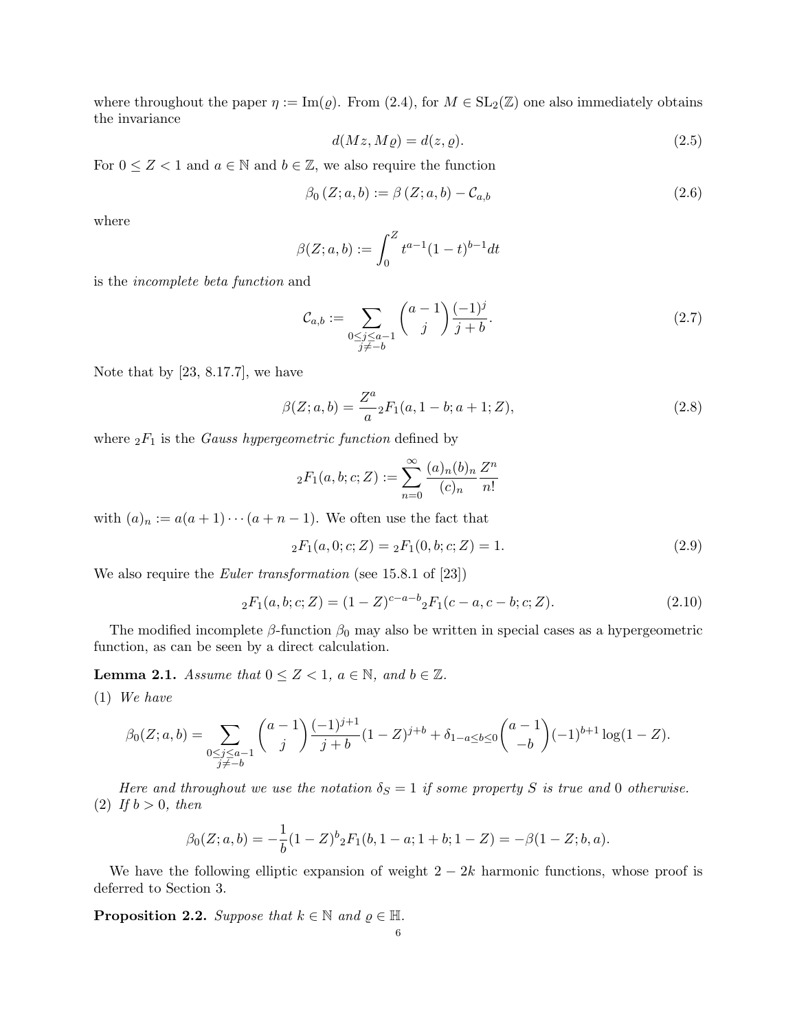where throughout the paper $\eta := \mathrm{Im}(\varrho)$. From (2.4), for $M \in \mathrm{SL}_2(\mathbb{Z})$ one also immediately obtains the invariance

$$d(Mz, M\varrho) = d(z, \varrho). \tag{2.5}$$

For $0 \leq Z < 1$ and $a \in \mathbb{N}$ and $b \in \mathbb{Z}$, we also require the function

$$\beta_0\left(Z; a, b\right) := \beta\left(Z; a, b\right) - \mathcal{C}_{a,b} \tag{2.6}$$

where

$$\beta(Z; a, b) := \int_0^Z t^{a-1}(1-t)^{b-1} dt$$

is the *incomplete beta function* and

$$\mathcal{C}_{a,b} := \sum_{\substack{0 \leq j \leq a-1 \\ j \neq -b}} \binom{a-1}{j} \frac{(-1)^j}{j+b}. \tag{2.7}$$

Note that by [23, 8.17.7], we have

$$\beta(Z; a, b) = \frac{Z^a}{a} {}_2F_1(a, 1-b; a+1; Z), \tag{2.8}$$

where ${}_2F_1$ is the *Gauss hypergeometric function* defined by

$${}_2F_1(a, b; c; Z) := \sum_{n=0}^{\infty} \frac{(a)_n (b)_n}{(c)_n} \frac{Z^n}{n!}$$

with $(a)_n := a(a+1)\cdots(a+n-1)$. We often use the fact that

$${}_2F_1(a, 0; c; Z) = {}_2F_1(0, b; c; Z) = 1. \tag{2.9}$$

We also require the *Euler transformation* (see 15.8.1 of [23])

$${}_2F_1(a, b; c; Z) = (1-Z)^{c-a-b} {}_2F_1(c-a, c-b; c; Z). \tag{2.10}$$

The modified incomplete $\beta$-function $\beta_0$ may also be written in special cases as a hypergeometric function, as can be seen by a direct calculation.

**Lemma 2.1.** *Assume that $0 \leq Z < 1$, $a \in \mathbb{N}$, and $b \in \mathbb{Z}$.*

(1) *We have*

$$\beta_0(Z; a, b) = \sum_{\substack{0 \leq j \leq a-1 \\ j \neq -b}} \binom{a-1}{j} \frac{(-1)^{j+1}}{j+b} (1-Z)^{j+b} + \delta_{1-a \leq b \leq 0} \binom{a-1}{-b} (-1)^{b+1} \log(1-Z).$$

*Here and throughout we use the notation $\delta_S = 1$ if some property $S$ is true and $0$ otherwise.*

(2) *If $b > 0$, then*

$$\beta_0(Z; a, b) = -\frac{1}{b}(1-Z)^b {}_2F_1(b, 1-a; 1+b; 1-Z) = -\beta(1-Z; b, a).$$

We have the following elliptic expansion of weight $2-2k$ harmonic functions, whose proof is deferred to Section 3.

**Proposition 2.2.** *Suppose that $k \in \mathbb{N}$ and $\varrho \in \mathbb{H}$.*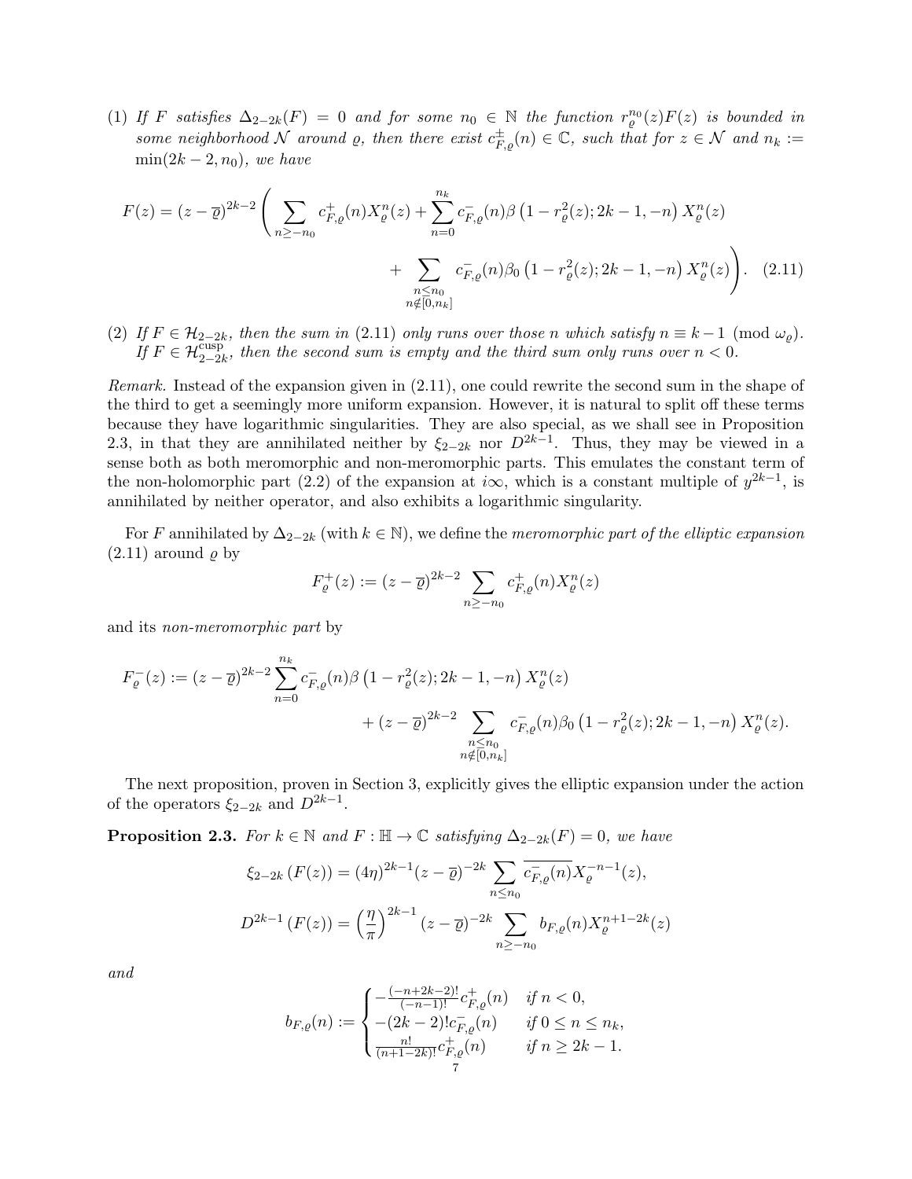(1) *If $F$ satisfies $\Delta_{2-2k}(F) = 0$ and for some $n_0 \in \mathbb{N}$ the function $r_\varrho^{n_0}(z)F(z)$ is bounded in some neighborhood $\mathcal{N}$ around $\varrho$, then there exist $c_{F,\varrho}^{\pm}(n) \in \mathbb{C}$, such that for $z \in \mathcal{N}$ and $n_k := \min(2k-2, n_0)$, we have*

$$F(z) = (z-\overline{\varrho})^{2k-2}\left(\sum_{n\geq -n_0} c_{F,\varrho}^{+}(n)X_\varrho^n(z) + \sum_{n=0}^{n_k} c_{F,\varrho}^{-}(n)\beta\left(1-r_\varrho^2(z); 2k-1, -n\right)X_\varrho^n(z) \right.$$
$$\left. + \sum_{\substack{n\leq n_0 \\ n\notin[0,n_k]}} c_{F,\varrho}^{-}(n)\beta_0\left(1-r_\varrho^2(z); 2k-1, -n\right)X_\varrho^n(z)\right). \quad (2.11)$$

(2) *If $F \in \mathcal{H}_{2-2k}$, then the sum in (2.11) only runs over those $n$ which satisfy $n \equiv k-1 \pmod{\omega_\varrho}$. If $F \in \mathcal{H}_{2-2k}^{\mathrm{cusp}}$, then the second sum is empty and the third sum only runs over $n < 0$.*

*Remark.* Instead of the expansion given in (2.11), one could rewrite the second sum in the shape of the third to get a seemingly more uniform expansion. However, it is natural to split off these terms because they have logarithmic singularities. They are also special, as we shall see in Proposition 2.3, in that they are annihilated neither by $\xi_{2-2k}$ nor $D^{2k-1}$. Thus, they may be viewed in a sense both as both meromorphic and non-meromorphic parts. This emulates the constant term of the non-holomorphic part (2.2) of the expansion at $i\infty$, which is a constant multiple of $y^{2k-1}$, is annihilated by neither operator, and also exhibits a logarithmic singularity.

For $F$ annihilated by $\Delta_{2-2k}$ (with $k \in \mathbb{N}$), we define the *meromorphic part of the elliptic expansion* (2.11) around $\varrho$ by

$$F_\varrho^{+}(z) := (z-\overline{\varrho})^{2k-2}\sum_{n\geq -n_0} c_{F,\varrho}^{+}(n)X_\varrho^n(z)$$

and its *non-meromorphic part* by

$$F_\varrho^{-}(z) := (z-\overline{\varrho})^{2k-2}\sum_{n=0}^{n_k} c_{F,\varrho}^{-}(n)\beta\left(1-r_\varrho^2(z); 2k-1, -n\right)X_\varrho^n(z)$$
$$+ (z-\overline{\varrho})^{2k-2}\sum_{\substack{n\leq n_0 \\ n\notin[0,n_k]}} c_{F,\varrho}^{-}(n)\beta_0\left(1-r_\varrho^2(z); 2k-1, -n\right)X_\varrho^n(z).$$

The next proposition, proven in Section 3, explicitly gives the elliptic expansion under the action of the operators $\xi_{2-2k}$ and $D^{2k-1}$.

**Proposition 2.3.** *For $k \in \mathbb{N}$ and $F : \mathbb{H} \to \mathbb{C}$ satisfying $\Delta_{2-2k}(F) = 0$, we have*

$$\xi_{2-2k}\left(F(z)\right) = (4\eta)^{2k-1}(z-\overline{\varrho})^{-2k}\sum_{n\leq n_0}\overline{c_{F,\varrho}^{-}(n)}X_\varrho^{-n-1}(z),$$
$$D^{2k-1}\left(F(z)\right) = \left(\frac{\eta}{\pi}\right)^{2k-1}(z-\overline{\varrho})^{-2k}\sum_{n\geq -n_0} b_{F,\varrho}(n)X_\varrho^{n+1-2k}(z)$$

*and*

$$b_{F,\varrho}(n) := \begin{cases} -\frac{(-n+2k-2)!}{(-n-1)!}c_{F,\varrho}^{+}(n) & \text{if } n < 0, \\ -(2k-2)!c_{F,\varrho}^{-}(n) & \text{if } 0 \leq n \leq n_k, \\ \frac{n!}{(n+1-2k)!}c_{F,\varrho}^{+}(n) & \text{if } n \geq 2k-1. \end{cases}$$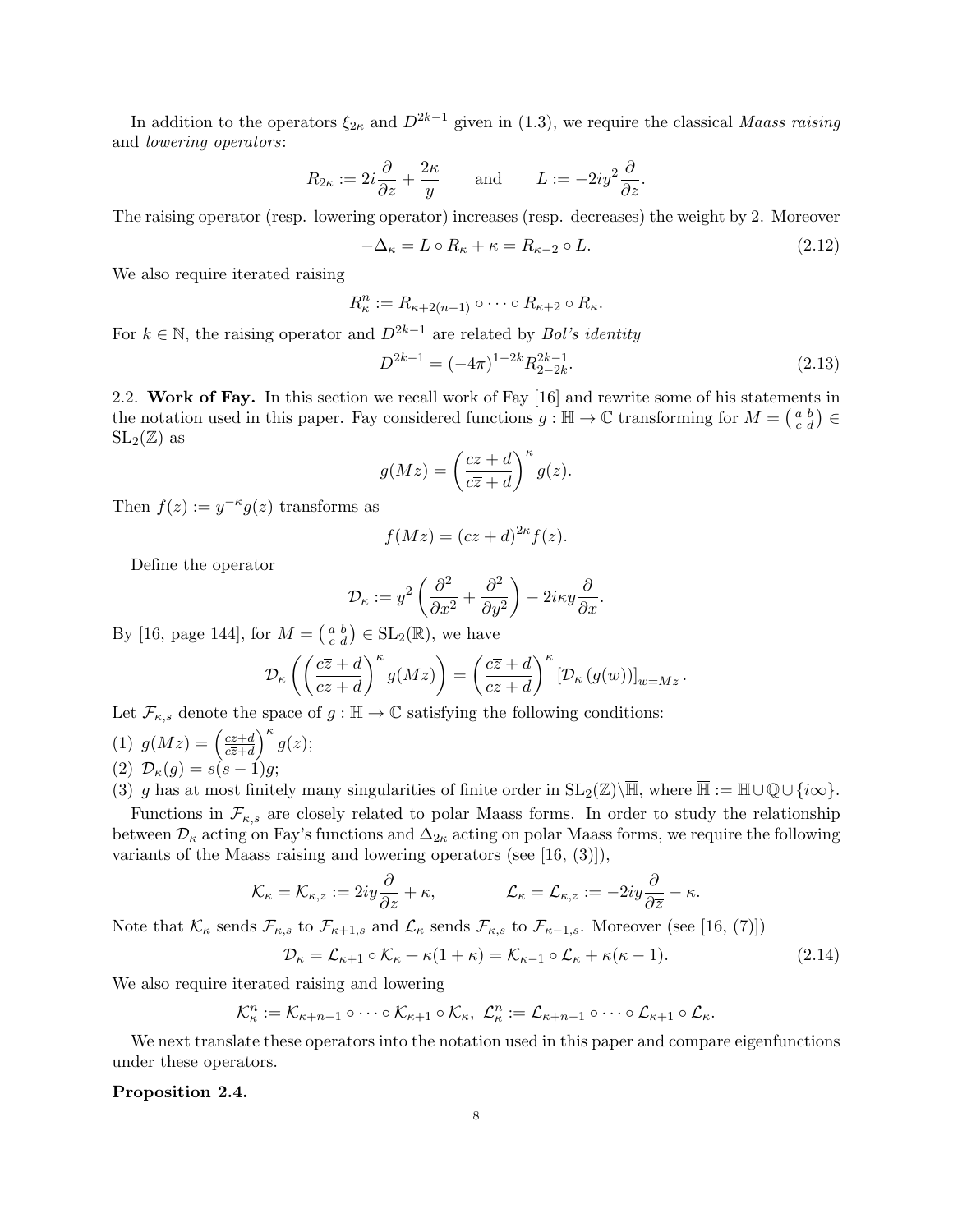In addition to the operators $\xi_{2\kappa}$ and $D^{2k-1}$ given in (1.3), we require the classical *Maass raising* and *lowering operators*:

$$R_{2\kappa} := 2i\frac{\partial}{\partial z} + \frac{2\kappa}{y} \qquad \text{and} \qquad L := -2iy^2\frac{\partial}{\partial \overline{z}}.$$

The raising operator (resp. lowering operator) increases (resp. decreases) the weight by 2. Moreover

$$-\Delta_\kappa = L \circ R_\kappa + \kappa = R_{\kappa-2} \circ L. \tag{2.12}$$

We also require iterated raising

$$R_\kappa^n := R_{\kappa+2(n-1)} \circ \cdots \circ R_{\kappa+2} \circ R_\kappa.$$

For $k \in \mathbb{N}$, the raising operator and $D^{2k-1}$ are related by *Bol's identity*

$$D^{2k-1} = (-4\pi)^{1-2k} R_{2-2k}^{2k-1}. \tag{2.13}$$

**2.2. Work of Fay.** In this section we recall work of Fay [16] and rewrite some of his statements in the notation used in this paper. Fay considered functions $g : \mathbb{H} \to \mathbb{C}$ transforming for $M = \left(\begin{smallmatrix} a & b \\ c & d \end{smallmatrix}\right) \in \mathrm{SL}_2(\mathbb{Z})$ as

$$g(Mz) = \left(\frac{cz+d}{c\overline{z}+d}\right)^\kappa g(z).$$

Then $f(z) := y^{-\kappa} g(z)$ transforms as

$$f(Mz) = (cz+d)^{2\kappa} f(z).$$

Define the operator

$$\mathcal{D}_\kappa := y^2\left(\frac{\partial^2}{\partial x^2} + \frac{\partial^2}{\partial y^2}\right) - 2i\kappa y\frac{\partial}{\partial x}.$$

By [16, page 144], for $M = \left(\begin{smallmatrix} a & b \\ c & d \end{smallmatrix}\right) \in \mathrm{SL}_2(\mathbb{R})$, we have

$$\mathcal{D}_\kappa\left(\left(\frac{c\overline{z}+d}{cz+d}\right)^\kappa g(Mz)\right) = \left(\frac{c\overline{z}+d}{cz+d}\right)^\kappa \left[\mathcal{D}_\kappa\left(g(w)\right)\right]_{w=Mz}.$$

Let $\mathcal{F}_{\kappa,s}$ denote the space of $g : \mathbb{H} \to \mathbb{C}$ satisfying the following conditions:

(1) $g(Mz) = \left(\frac{cz+d}{c\overline{z}+d}\right)^\kappa g(z)$;
(2) $\mathcal{D}_\kappa(g) = s(s-1)g$;
(3) $g$ has at most finitely many singularities of finite order in $\mathrm{SL}_2(\mathbb{Z})\backslash\overline{\mathbb{H}}$, where $\overline{\mathbb{H}} := \mathbb{H} \cup \mathbb{Q} \cup \{i\infty\}$.

Functions in $\mathcal{F}_{\kappa,s}$ are closely related to polar Maass forms. In order to study the relationship between $\mathcal{D}_\kappa$ acting on Fay's functions and $\Delta_{2\kappa}$ acting on polar Maass forms, we require the following variants of the Maass raising and lowering operators (see [16, (3)]),

$$\mathcal{K}_\kappa = \mathcal{K}_{\kappa,z} := 2iy\frac{\partial}{\partial z} + \kappa, \qquad \mathcal{L}_\kappa = \mathcal{L}_{\kappa,z} := -2iy\frac{\partial}{\partial \overline{z}} - \kappa.$$

Note that $\mathcal{K}_\kappa$ sends $\mathcal{F}_{\kappa,s}$ to $\mathcal{F}_{\kappa+1,s}$ and $\mathcal{L}_\kappa$ sends $\mathcal{F}_{\kappa,s}$ to $\mathcal{F}_{\kappa-1,s}$. Moreover (see [16, (7)])

$$\mathcal{D}_\kappa = \mathcal{L}_{\kappa+1} \circ \mathcal{K}_\kappa + \kappa(1+\kappa) = \mathcal{K}_{\kappa-1} \circ \mathcal{L}_\kappa + \kappa(\kappa-1). \tag{2.14}$$

We also require iterated raising and lowering

$$\mathcal{K}_\kappa^n := \mathcal{K}_{\kappa+n-1} \circ \cdots \circ \mathcal{K}_{\kappa+1} \circ \mathcal{K}_\kappa,\ \ \mathcal{L}_\kappa^n := \mathcal{L}_{\kappa+n-1} \circ \cdots \circ \mathcal{L}_{\kappa+1} \circ \mathcal{L}_\kappa.$$

We next translate these operators into the notation used in this paper and compare eigenfunctions under these operators.

**Proposition 2.4.**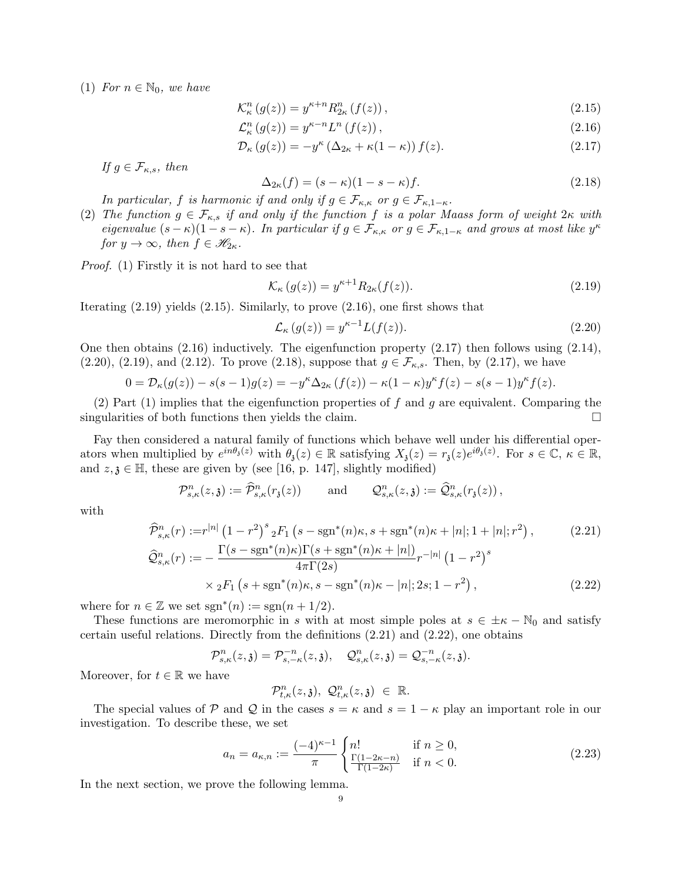(1) *For $n \in \mathbb{N}_0$, we have*

$$\mathcal{K}_\kappa^n\left(g(z)\right) = y^{\kappa+n} R_{2\kappa}^n\left(f(z)\right), \tag{2.15}$$

$$\mathcal{L}_\kappa^n\left(g(z)\right) = y^{\kappa-n} L^n\left(f(z)\right), \tag{2.16}$$

$$\mathcal{D}_\kappa\left(g(z)\right) = -y^\kappa\left(\Delta_{2\kappa} + \kappa(1-\kappa)\right) f(z). \tag{2.17}$$

*If $g \in \mathcal{F}_{\kappa,s}$, then*

$$\Delta_{2\kappa}(f) = (s-\kappa)(1-s-\kappa) f. \tag{2.18}$$

*In particular, $f$ is harmonic if and only if $g \in \mathcal{F}_{\kappa,\kappa}$ or $g \in \mathcal{F}_{\kappa,1-\kappa}$.*

(2) *The function $g \in \mathcal{F}_{\kappa,s}$ if and only if the function $f$ is a polar Maass form of weight $2\kappa$ with eigenvalue $(s-\kappa)(1-s-\kappa)$. In particular if $g \in \mathcal{F}_{\kappa,\kappa}$ or $g \in \mathcal{F}_{\kappa,1-\kappa}$ and grows at most like $y^\kappa$ for $y \to \infty$, then $f \in \mathscr{H}_{2\kappa}$.*

*Proof.* (1) Firstly it is not hard to see that

$$\mathcal{K}_\kappa\left(g(z)\right) = y^{\kappa+1} R_{2\kappa}(f(z)). \tag{2.19}$$

Iterating (2.19) yields (2.15). Similarly, to prove (2.16), one first shows that

$$\mathcal{L}_\kappa\left(g(z)\right) = y^{\kappa-1} L(f(z)). \tag{2.20}$$

One then obtains (2.16) inductively. The eigenfunction property (2.17) then follows using (2.14), (2.20), (2.19), and (2.12). To prove (2.18), suppose that $g \in \mathcal{F}_{\kappa,s}$. Then, by (2.17), we have

$$0 = \mathcal{D}_\kappa(g(z)) - s(s-1)g(z) = -y^\kappa \Delta_{2\kappa}\left(f(z)\right) - \kappa(1-\kappa)y^\kappa f(z) - s(s-1)y^\kappa f(z).$$

(2) Part (1) implies that the eigenfunction properties of $f$ and $g$ are equivalent. Comparing the singularities of both functions then yields the claim. $\square$

Fay then considered a natural family of functions which behave well under his differential operators when multiplied by $e^{in\theta_{\mathfrak{z}}(z)}$ with $\theta_{\mathfrak{z}}(z) \in \mathbb{R}$ satisfying $X_{\mathfrak{z}}(z) = r_{\mathfrak{z}}(z)e^{i\theta_{\mathfrak{z}}(z)}$. For $s \in \mathbb{C}$, $\kappa \in \mathbb{R}$, and $z, \mathfrak{z} \in \mathbb{H}$, these are given by (see [16, p. 147], slightly modified)

$$\mathcal{P}_{s,\kappa}^n(z,\mathfrak{z}) := \widehat{\mathcal{P}}_{s,\kappa}^n(r_{\mathfrak{z}}(z)) \qquad \text{and} \qquad \mathcal{Q}_{s,\kappa}^n(z,\mathfrak{z}) := \widehat{\mathcal{Q}}_{s,\kappa}^n(r_{\mathfrak{z}}(z)),$$

with

$$\widehat{\mathcal{P}}_{s,\kappa}^n(r) := r^{|n|}\left(1-r^2\right)^s {}_2F_1\left(s - \operatorname{sgn}^*(n)\kappa, s + \operatorname{sgn}^*(n)\kappa + |n|; 1+|n|; r^2\right), \tag{2.21}$$

$$\begin{aligned}\widehat{\mathcal{Q}}_{s,\kappa}^n(r) := &-\frac{\Gamma(s-\operatorname{sgn}^*(n)\kappa)\Gamma(s+\operatorname{sgn}^*(n)\kappa+|n|)}{4\pi\Gamma(2s)} r^{-|n|}\left(1-r^2\right)^s \\ &\times {}_2F_1\left(s+\operatorname{sgn}^*(n)\kappa, s-\operatorname{sgn}^*(n)\kappa-|n|; 2s; 1-r^2\right),\end{aligned} \tag{2.22}$$

where for $n \in \mathbb{Z}$ we set $\operatorname{sgn}^*(n) := \operatorname{sgn}(n+1/2)$.

These functions are meromorphic in $s$ with at most simple poles at $s \in \pm\kappa - \mathbb{N}_0$ and satisfy certain useful relations. Directly from the definitions (2.21) and (2.22), one obtains

$$\mathcal{P}_{s,\kappa}^n(z,\mathfrak{z}) = \mathcal{P}_{s,-\kappa}^{-n}(z,\mathfrak{z}), \quad \mathcal{Q}_{s,\kappa}^n(z,\mathfrak{z}) = \mathcal{Q}_{s,-\kappa}^{-n}(z,\mathfrak{z}).$$

Moreover, for $t \in \mathbb{R}$ we have

$$\mathcal{P}_{t,\kappa}^n(z,\mathfrak{z}),\ \mathcal{Q}_{t,\kappa}^n(z,\mathfrak{z}) \ \in \ \mathbb{R}.$$

The special values of $\mathcal{P}$ and $\mathcal{Q}$ in the cases $s=\kappa$ and $s = 1-\kappa$ play an important role in our investigation. To describe these, we set

$$a_n = a_{\kappa,n} := \frac{(-4)^{\kappa-1}}{\pi}\begin{cases} n! & \text{if } n \geq 0, \\ \frac{\Gamma(1-2\kappa-n)}{\Gamma(1-2\kappa)} & \text{if } n < 0. \end{cases} \tag{2.23}$$

In the next section, we prove the following lemma.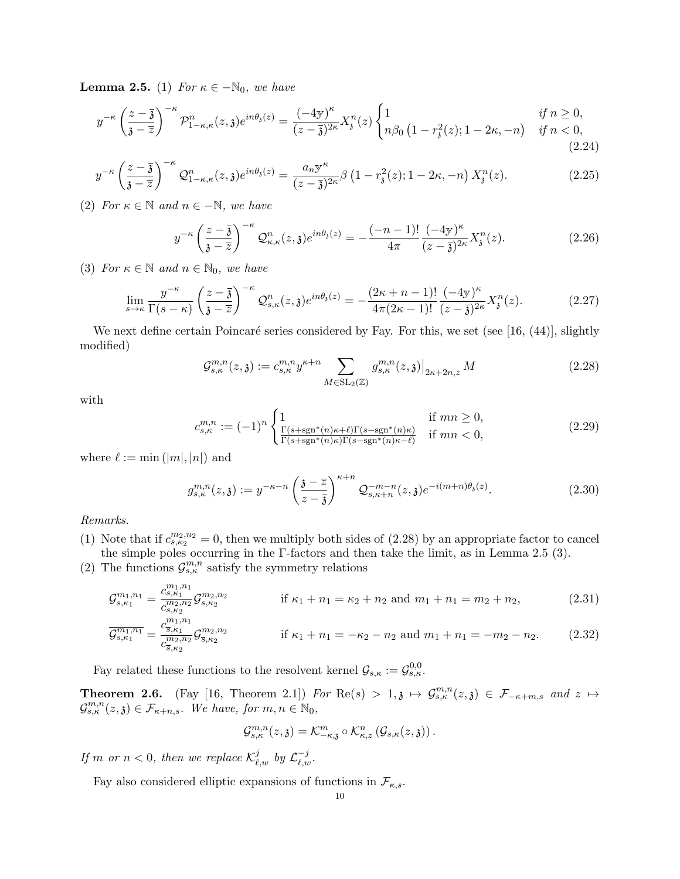**Lemma 2.5.** (1) *For $\kappa \in -\mathbb{N}_0$, we have*

$$y^{-\kappa}\left(\frac{z-\overline{\mathfrak{z}}}{\mathfrak{z}-\overline{z}}\right)^{-\kappa}\mathcal{P}^n_{1-\kappa,\kappa}(z,\mathfrak{z})e^{in\theta_{\mathfrak{z}}(z)} = \frac{(-4\mathbb{y})^\kappa}{(z-\overline{\mathfrak{z}})^{2\kappa}}X^n_{\mathfrak{z}}(z)\begin{cases}1 & \text{if } n\geq 0,\\ n\beta_0\left(1-r^2_{\mathfrak{z}}(z);1-2\kappa,-n\right) & \text{if } n<0,\end{cases} \tag{2.24}$$

$$y^{-\kappa}\left(\frac{z-\overline{\mathfrak{z}}}{\mathfrak{z}-\overline{z}}\right)^{-\kappa}\mathcal{Q}^n_{1-\kappa,\kappa}(z,\mathfrak{z})e^{in\theta_{\mathfrak{z}}(z)} = \frac{a_n\mathbb{y}^\kappa}{(z-\overline{\mathfrak{z}})^{2\kappa}}\beta\left(1-r^2_{\mathfrak{z}}(z);1-2\kappa,-n\right)X^n_{\mathfrak{z}}(z). \tag{2.25}$$

(2) *For $\kappa \in \mathbb{N}$ and $n \in -\mathbb{N}$, we have*

$$y^{-\kappa}\left(\frac{z-\overline{\mathfrak{z}}}{\mathfrak{z}-\overline{z}}\right)^{-\kappa}\mathcal{Q}^n_{\kappa,\kappa}(z,\mathfrak{z})e^{in\theta_{\mathfrak{z}}(z)} = -\frac{(-n-1)!}{4\pi}\frac{(-4\mathbb{y})^\kappa}{(z-\overline{\mathfrak{z}})^{2\kappa}}X^n_{\mathfrak{z}}(z). \tag{2.26}$$

(3) *For $\kappa \in \mathbb{N}$ and $n \in \mathbb{N}_0$, we have*

$$\lim_{s\to\kappa}\frac{y^{-\kappa}}{\Gamma(s-\kappa)}\left(\frac{z-\overline{\mathfrak{z}}}{\mathfrak{z}-\overline{z}}\right)^{-\kappa}\mathcal{Q}^n_{s,\kappa}(z,\mathfrak{z})e^{in\theta_{\mathfrak{z}}(z)} = -\frac{(2\kappa+n-1)!}{4\pi(2\kappa-1)!}\frac{(-4\mathbb{y})^\kappa}{(z-\overline{\mathfrak{z}})^{2\kappa}}X^n_{\mathfrak{z}}(z). \tag{2.27}$$

We next define certain Poincaré series considered by Fay. For this, we set (see [16, (44)], slightly modified)

$$\mathcal{G}^{m,n}_{s,\kappa}(z,\mathfrak{z}) := c^{m,n}_{s,\kappa}y^{\kappa+n}\sum_{M\in\mathrm{SL}_2(\mathbb{Z})} g^{m,n}_{s,\kappa}(z,\mathfrak{z})\big|_{2\kappa+2n,z}M \tag{2.28}$$

with

$$c^{m,n}_{s,\kappa} := (-1)^n\begin{cases}1 & \text{if } mn\geq 0,\\ \frac{\Gamma(s+\mathrm{sgn}^*(n)\kappa+\ell)\Gamma(s-\mathrm{sgn}^*(n)\kappa)}{\Gamma(s+\mathrm{sgn}^*(n)\kappa)\Gamma(s-\mathrm{sgn}^*(n)\kappa-\ell)} & \text{if } mn<0,\end{cases} \tag{2.29}$$

where $\ell := \min(|m|,|n|)$ and

$$g^{m,n}_{s,\kappa}(z,\mathfrak{z}) := y^{-\kappa-n}\left(\frac{\mathfrak{z}-\overline{z}}{z-\overline{\mathfrak{z}}}\right)^{\kappa+n}\mathcal{Q}^{-m-n}_{s,\kappa+n}(z,\mathfrak{z})e^{-i(m+n)\theta_{\mathfrak{z}}(z)}. \tag{2.30}$$

*Remarks.*

(1) Note that if $c^{m_2,n_2}_{s,\kappa_2}=0$, then we multiply both sides of (2.28) by an appropriate factor to cancel the simple poles occurring in the Γ-factors and then take the limit, as in Lemma 2.5 (3).

(2) The functions $\mathcal{G}^{m,n}_{s,\kappa}$ satisfy the symmetry relations

$$\mathcal{G}^{m_1,n_1}_{s,\kappa_1} = \frac{c^{m_1,n_1}_{s,\kappa_1}}{c^{m_2,n_2}_{s,\kappa_2}}\mathcal{G}^{m_2,n_2}_{s,\kappa_2} \qquad \text{if } \kappa_1+n_1=\kappa_2+n_2 \text{ and } m_1+n_1=m_2+n_2, \tag{2.31}$$

$$\overline{\mathcal{G}^{m_1,n_1}_{s,\kappa_1}} = \frac{c^{m_1,n_1}_{\overline{s},\kappa_1}}{c^{m_2,n_2}_{\overline{s},\kappa_2}}\mathcal{G}^{m_2,n_2}_{\overline{s},\kappa_2} \qquad \text{if } \kappa_1+n_1=-\kappa_2-n_2 \text{ and } m_1+n_1=-m_2-n_2. \tag{2.32}$$

Fay related these functions to the resolvent kernel $\mathcal{G}_{s,\kappa} := \mathcal{G}^{0,0}_{s,\kappa}$.

**Theorem 2.6.** (Fay [16, Theorem 2.1]) *For $\mathrm{Re}(s)>1$, $\mathfrak{z}\mapsto\mathcal{G}^{m,n}_{s,\kappa}(z,\mathfrak{z})\in\mathcal{F}_{-\kappa+m,s}$ and $z\mapsto\mathcal{G}^{m,n}_{s,\kappa}(z,\mathfrak{z})\in\mathcal{F}_{\kappa+n,s}$. We have, for $m,n\in\mathbb{N}_0$,*

$$\mathcal{G}^{m,n}_{s,\kappa}(z,\mathfrak{z}) = \mathcal{K}^m_{-\kappa,\mathfrak{z}}\circ\mathcal{K}^n_{\kappa,z}\left(\mathcal{G}_{s,\kappa}(z,\mathfrak{z})\right).$$

*If $m$ or $n<0$, then we replace $\mathcal{K}^j_{\ell,w}$ by $\mathcal{L}^{-j}_{\ell,w}$.*

Fay also considered elliptic expansions of functions in $\mathcal{F}_{\kappa,s}$.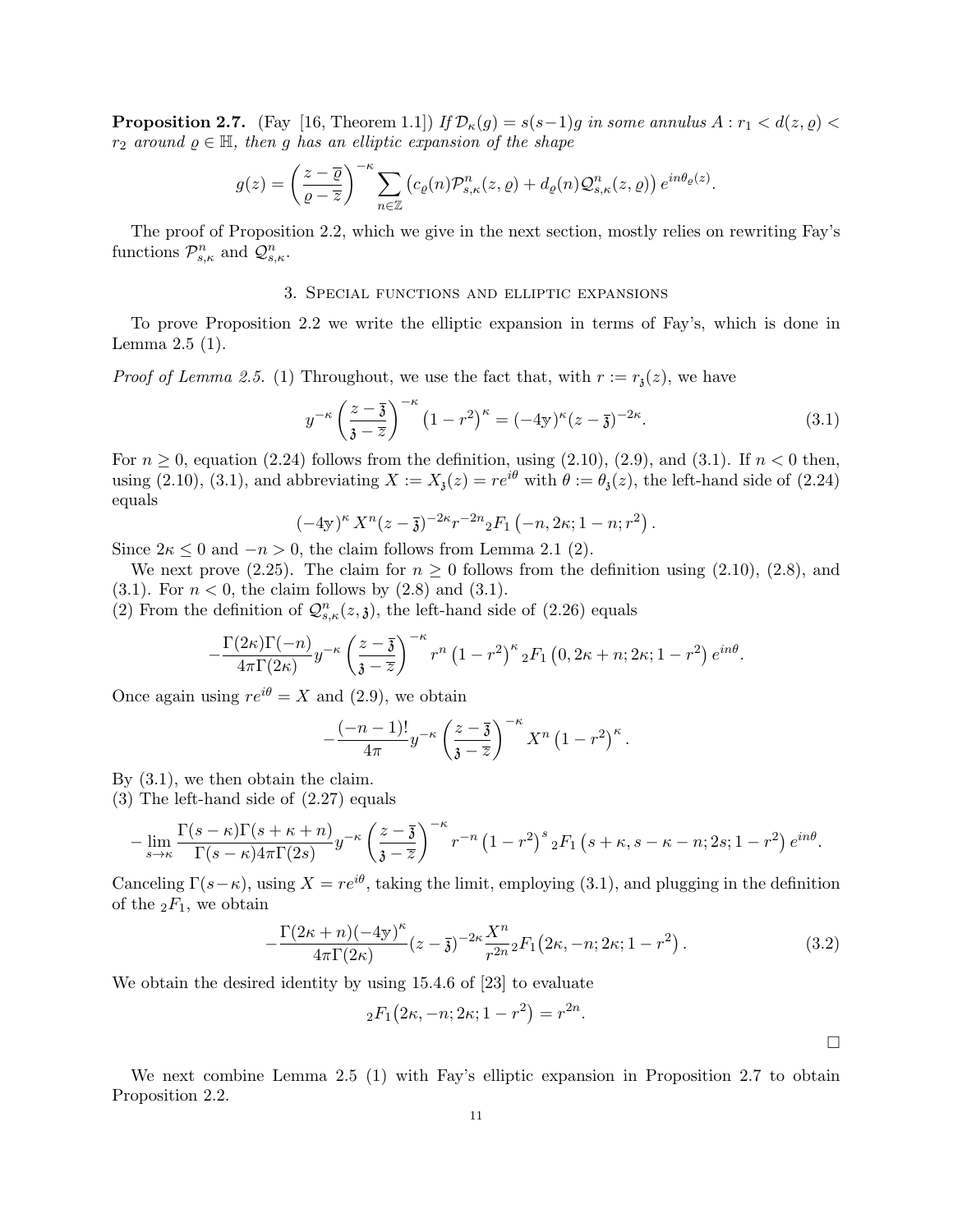**Proposition 2.7.** (Fay [16, Theorem 1.1]) *If $\mathcal{D}_\kappa(g) = s(s-1)g$ in some annulus $A : r_1 < d(z,\varrho) < r_2$ around $\varrho \in \mathbb{H}$, then $g$ has an elliptic expansion of the shape*

$$g(z) = \left(\frac{z-\overline{\varrho}}{\varrho - \overline{z}}\right)^{-\kappa} \sum_{n\in\mathbb{Z}} \left(c_\varrho(n)\mathcal{P}_{s,\kappa}^n(z,\varrho) + d_\varrho(n)\mathcal{Q}_{s,\kappa}^n(z,\varrho)\right) e^{in\theta_\varrho(z)}.$$

The proof of Proposition 2.2, which we give in the next section, mostly relies on rewriting Fay's functions $\mathcal{P}_{s,\kappa}^n$ and $\mathcal{Q}_{s,\kappa}^n$.

## 3. Special functions and elliptic expansions

To prove Proposition 2.2 we write the elliptic expansion in terms of Fay's, which is done in Lemma 2.5 (1).

*Proof of Lemma 2.5.* (1) Throughout, we use the fact that, with $r := r_{\mathfrak{z}}(z)$, we have

$$y^{-\kappa}\left(\frac{z-\overline{\mathfrak{z}}}{\mathfrak{z}-\overline{z}}\right)^{-\kappa}\left(1-r^2\right)^{\kappa} = (-4\mathbb{y})^{\kappa}(z-\overline{\mathfrak{z}})^{-2\kappa}. \tag{3.1}$$

For $n \geq 0$, equation (2.24) follows from the definition, using (2.10), (2.9), and (3.1). If $n < 0$ then, using (2.10), (3.1), and abbreviating $X := X_{\mathfrak{z}}(z) = re^{i\theta}$ with $\theta := \theta_{\mathfrak{z}}(z)$, the left-hand side of (2.24) equals

$$(-4\mathbb{y})^{\kappa}\, X^n (z-\overline{\mathfrak{z}})^{-2\kappa} r^{-2n} {}_2F_1\left(-n, 2\kappa; 1-n; r^2\right).$$

Since $2\kappa \leq 0$ and $-n > 0$, the claim follows from Lemma 2.1 (2).

We next prove (2.25). The claim for $n \geq 0$ follows from the definition using (2.10), (2.8), and (3.1). For $n < 0$, the claim follows by (2.8) and (3.1).

(2) From the definition of $\mathcal{Q}_{s,\kappa}^n(z,\mathfrak{z})$, the left-hand side of (2.26) equals

$$-\frac{\Gamma(2\kappa)\Gamma(-n)}{4\pi\Gamma(2\kappa)} y^{-\kappa}\left(\frac{z-\overline{\mathfrak{z}}}{\mathfrak{z}-\overline{z}}\right)^{-\kappa} r^n \left(1-r^2\right)^{\kappa} {}_2F_1\left(0, 2\kappa+n; 2\kappa; 1-r^2\right) e^{in\theta}.$$

Once again using $re^{i\theta} = X$ and (2.9), we obtain

$$-\frac{(-n-1)!}{4\pi} y^{-\kappa}\left(\frac{z-\overline{\mathfrak{z}}}{\mathfrak{z}-\overline{z}}\right)^{-\kappa} X^n\left(1-r^2\right)^{\kappa}.$$

By (3.1), we then obtain the claim.

(3) The left-hand side of (2.27) equals

$$-\lim_{s\to\kappa}\frac{\Gamma(s-\kappa)\Gamma(s+\kappa+n)}{\Gamma(s-\kappa)4\pi\Gamma(2s)} y^{-\kappa}\left(\frac{z-\overline{\mathfrak{z}}}{\mathfrak{z}-\overline{z}}\right)^{-\kappa} r^{-n}\left(1-r^2\right)^{s} {}_2F_1\left(s+\kappa, s-\kappa-n; 2s; 1-r^2\right) e^{in\theta}.$$

Canceling $\Gamma(s-\kappa)$, using $X = re^{i\theta}$, taking the limit, employing (3.1), and plugging in the definition of the ${}_2F_1$, we obtain

$$-\frac{\Gamma(2\kappa+n)(-4\mathbb{y})^{\kappa}}{4\pi\Gamma(2\kappa)}(z-\overline{\mathfrak{z}})^{-2\kappa}\frac{X^n}{r^{2n}} {}_2F_1\big(2\kappa, -n; 2\kappa; 1-r^2\big). \tag{3.2}$$

We obtain the desired identity by using 15.4.6 of [23] to evaluate

$${}_2F_1\big(2\kappa, -n; 2\kappa; 1-r^2\big) = r^{2n}.$$

$\square$

We next combine Lemma 2.5 (1) with Fay's elliptic expansion in Proposition 2.7 to obtain Proposition 2.2.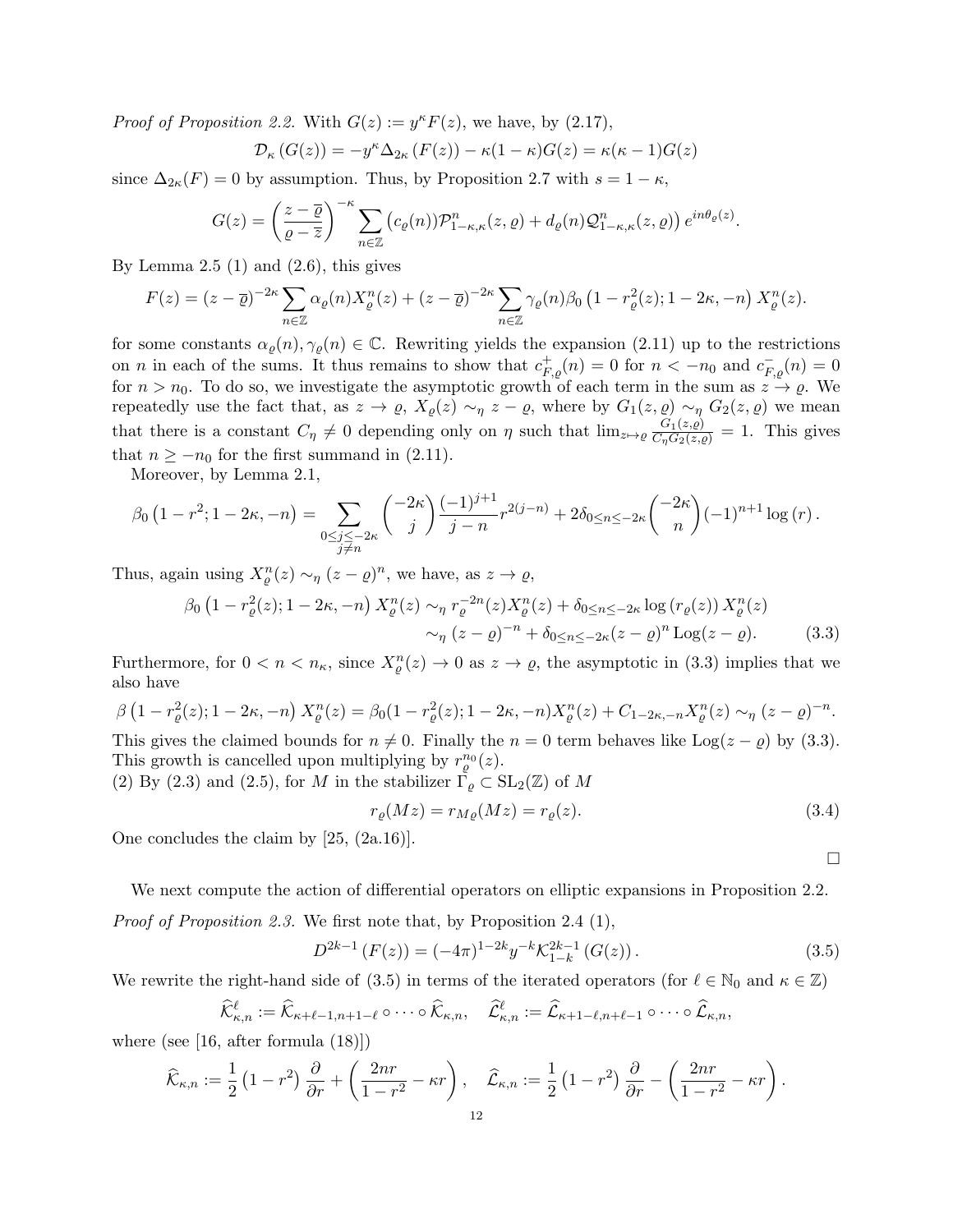*Proof of Proposition 2.2.* With $G(z) := y^\kappa F(z)$, we have, by (2.17),

$$\mathcal{D}_\kappa\left(G(z)\right) = -y^\kappa \Delta_{2\kappa}\left(F(z)\right) - \kappa(1-\kappa)G(z) = \kappa(\kappa-1)G(z)$$

since $\Delta_{2\kappa}(F) = 0$ by assumption. Thus, by Proposition 2.7 with $s = 1-\kappa$,

$$G(z) = \left(\frac{z-\overline{\varrho}}{\varrho - \overline{z}}\right)^{-\kappa} \sum_{n\in\mathbb{Z}} \left(c_\varrho(n))\mathcal{P}^n_{1-\kappa,\kappa}(z,\varrho) + d_\varrho(n)\mathcal{Q}^n_{1-\kappa,\kappa}(z,\varrho)\right) e^{in\theta_\varrho(z)}.$$

By Lemma 2.5 (1) and (2.6), this gives

$$F(z) = (z-\overline{\varrho})^{-2\kappa}\sum_{n\in\mathbb{Z}} \alpha_\varrho(n) X^n_\varrho(z) + (z-\overline{\varrho})^{-2\kappa}\sum_{n\in\mathbb{Z}}\gamma_\varrho(n)\beta_0\left(1-r^2_\varrho(z); 1-2\kappa, -n\right) X^n_\varrho(z).$$

for some constants $\alpha_\varrho(n), \gamma_\varrho(n) \in \mathbb{C}$. Rewriting yields the expansion (2.11) up to the restrictions on $n$ in each of the sums. It thus remains to show that $c^+_{F,\varrho}(n) = 0$ for $n < -n_0$ and $c^-_{F,\varrho}(n) = 0$ for $n > n_0$. To do so, we investigate the asymptotic growth of each term in the sum as $z \to \varrho$. We repeatedly use the fact that, as $z \to \varrho$, $X_\varrho(z) \sim_\eta z - \varrho$, where by $G_1(z,\varrho) \sim_\eta G_2(z,\varrho)$ we mean that there is a constant $C_\eta \neq 0$ depending only on $\eta$ such that $\lim_{z\mapsto\varrho} \frac{G_1(z,\varrho)}{C_\eta G_2(z,\varrho)} = 1$. This gives that $n \geq -n_0$ for the first summand in (2.11).

Moreover, by Lemma 2.1,

$$\beta_0\left(1-r^2; 1-2\kappa, -n\right) = \sum_{\substack{0\leq j\leq -2\kappa\\ j\neq n}} \binom{-2\kappa}{j}\frac{(-1)^{j+1}}{j-n} r^{2(j-n)} + 2\delta_{0\leq n\leq -2\kappa}\binom{-2\kappa}{n}(-1)^{n+1}\log(r).$$

Thus, again using $X^n_\varrho(z) \sim_\eta (z-\varrho)^n$, we have, as $z\to\varrho$,

$$\begin{aligned}\beta_0\left(1-r^2_\varrho(z); 1-2\kappa, -n\right) X^n_\varrho(z) &\sim_\eta r^{-2n}_\varrho(z) X^n_\varrho(z) + \delta_{0\leq n\leq -2\kappa}\log\left(r_\varrho(z)\right) X^n_\varrho(z)\\ &\sim_\eta (z-\varrho)^{-n} + \delta_{0\leq n\leq -2\kappa}(z-\varrho)^n \operatorname{Log}(z-\varrho). \qquad (3.3)\end{aligned}$$

Furthermore, for $0 < n < n_\kappa$, since $X^n_\varrho(z) \to 0$ as $z \to \varrho$, the asymptotic in (3.3) implies that we also have

$$\beta\left(1-r^2_\varrho(z); 1-2\kappa, -n\right) X^n_\varrho(z) = \beta_0(1-r^2_\varrho(z); 1-2\kappa, -n) X^n_\varrho(z) + C_{1-2\kappa,-n} X^n_\varrho(z) \sim_\eta (z-\varrho)^{-n}.$$

This gives the claimed bounds for $n\neq 0$. Finally the $n=0$ term behaves like $\operatorname{Log}(z-\varrho)$ by (3.3). This growth is cancelled upon multiplying by $r^{n_0}_\varrho(z)$.
(2) By (2.3) and (2.5), for $M$ in the stabilizer $\Gamma_\varrho \subset \mathrm{SL}_2(\mathbb{Z})$ of $M$

$$r_\varrho(Mz) = r_{M\varrho}(Mz) = r_\varrho(z). \qquad (3.4)$$

One concludes the claim by [25, (2a.16)]. $\square$

We next compute the action of differential operators on elliptic expansions in Proposition 2.2.

*Proof of Proposition 2.3.* We first note that, by Proposition 2.4 (1),

$$D^{2k-1}\left(F(z)\right) = (-4\pi)^{1-2k} y^{-k}\mathcal{K}^{2k-1}_{1-k}\left(G(z)\right). \qquad (3.5)$$

We rewrite the right-hand side of (3.5) in terms of the iterated operators (for $\ell \in \mathbb{N}_0$ and $\kappa\in\mathbb{Z}$)

$$\widehat{\mathcal{K}}^\ell_{\kappa,n} := \widehat{\mathcal{K}}_{\kappa+\ell-1,n+1-\ell}\circ\cdots\circ\widehat{\mathcal{K}}_{\kappa,n}, \quad \widehat{\mathcal{L}}^\ell_{\kappa,n} := \widehat{\mathcal{L}}_{\kappa+1-\ell,n+\ell-1}\circ\cdots\circ\widehat{\mathcal{L}}_{\kappa,n},$$

where (see [16, after formula (18)])

$$\widehat{\mathcal{K}}_{\kappa,n} := \frac{1}{2}\left(1-r^2\right)\frac{\partial}{\partial r} + \left(\frac{2nr}{1-r^2} - \kappa r\right), \quad \widehat{\mathcal{L}}_{\kappa,n} := \frac{1}{2}\left(1-r^2\right)\frac{\partial}{\partial r} - \left(\frac{2nr}{1-r^2} - \kappa r\right).$$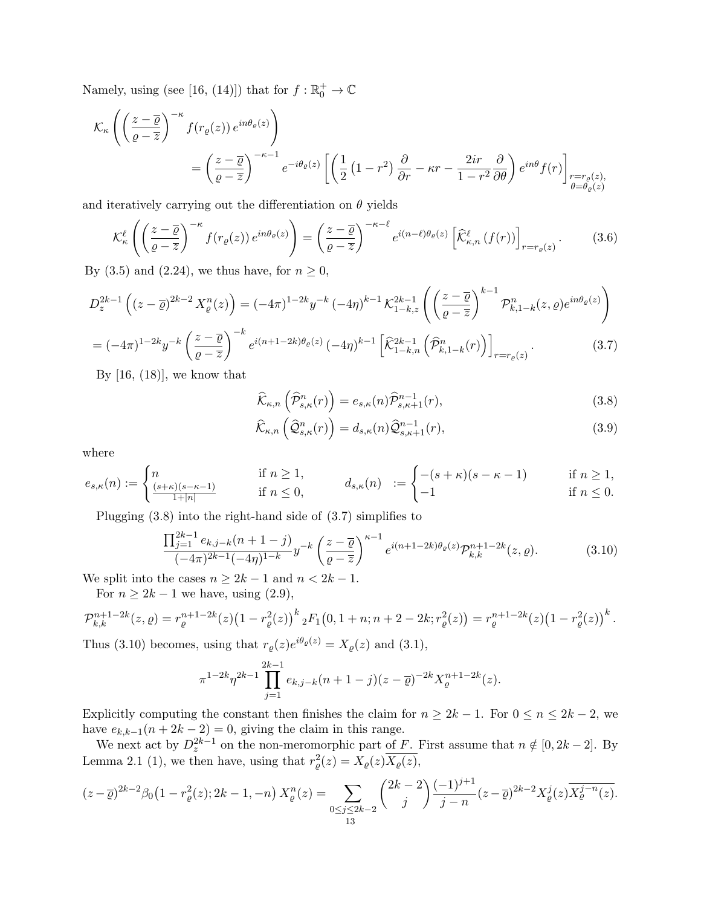Namely, using (see [16, (14)]) that for $f : \mathbb{R}_0^+ \to \mathbb{C}$

$$\mathcal{K}_\kappa\left(\left(\frac{z-\overline{\varrho}}{\varrho-\overline{z}}\right)^{-\kappa} f(r_\varrho(z))\, e^{in\theta_\varrho(z)}\right)$$
$$= \left(\frac{z-\overline{\varrho}}{\varrho-\overline{z}}\right)^{-\kappa-1} e^{-i\theta_\varrho(z)} \left[\left(\frac{1}{2}\left(1-r^2\right)\frac{\partial}{\partial r} - \kappa r - \frac{2ir}{1-r^2}\frac{\partial}{\partial\theta}\right) e^{in\theta} f(r)\right]_{\substack{r=r_\varrho(z),\\ \theta=\theta_\varrho(z)}}$$

and iteratively carrying out the differentiation on $\theta$ yields

$$\mathcal{K}_\kappa^\ell\left(\left(\frac{z-\overline{\varrho}}{\varrho-\overline{z}}\right)^{-\kappa} f(r_\varrho(z))\, e^{in\theta_\varrho(z)}\right) = \left(\frac{z-\overline{\varrho}}{\varrho-\overline{z}}\right)^{-\kappa-\ell} e^{i(n-\ell)\theta_\varrho(z)} \left[\widehat{\mathcal{K}}_{\kappa,n}^\ell\left(f(r)\right)\right]_{r=r_\varrho(z)}. \tag{3.6}$$

By (3.5) and (2.24), we thus have, for $n \geq 0$,

$$D_z^{2k-1}\left((z-\overline{\varrho})^{2k-2} X_\varrho^n(z)\right) = (-4\pi)^{1-2k} y^{-k} (-4\eta)^{k-1} \mathcal{K}_{1-k,z}^{2k-1}\left(\left(\frac{z-\overline{\varrho}}{\varrho-\overline{z}}\right)^{k-1} \mathcal{P}_{k,1-k}^n(z,\varrho) e^{in\theta_\varrho(z)}\right)$$
$$= (-4\pi)^{1-2k} y^{-k}\left(\frac{z-\overline{\varrho}}{\varrho-\overline{z}}\right)^{-k} e^{i(n+1-2k)\theta_\varrho(z)} (-4\eta)^{k-1} \left[\widehat{\mathcal{K}}_{1-k,n}^{2k-1}\left(\widehat{\mathcal{P}}_{k,1-k}^n(r)\right)\right]_{r=r_\varrho(z)}. \tag{3.7}$$

By [16, (18)], we know that

$$\widehat{\mathcal{K}}_{\kappa,n}\left(\widehat{\mathcal{P}}_{s,\kappa}^n(r)\right) = e_{s,\kappa}(n)\widehat{\mathcal{P}}_{s,\kappa+1}^{n-1}(r), \tag{3.8}$$

$$\widehat{\mathcal{K}}_{\kappa,n}\left(\widehat{\mathcal{Q}}_{s,\kappa}^n(r)\right) = d_{s,\kappa}(n)\widehat{\mathcal{Q}}_{s,\kappa+1}^{n-1}(r), \tag{3.9}$$

where

$$e_{s,\kappa}(n) := \begin{cases} n & \text{if } n \geq 1, \\ \frac{(s+\kappa)(s-\kappa-1)}{1+|n|} & \text{if } n \leq 0, \end{cases} \qquad d_{s,\kappa}(n) := \begin{cases} -(s+\kappa)(s-\kappa-1) & \text{if } n \geq 1, \\ -1 & \text{if } n \leq 0. \end{cases}$$

Plugging (3.8) into the right-hand side of (3.7) simplifies to

$$\frac{\prod_{j=1}^{2k-1} e_{k,j-k}(n+1-j)}{(-4\pi)^{2k-1}(-4\eta)^{1-k}} y^{-k}\left(\frac{z-\overline{\varrho}}{\varrho-\overline{z}}\right)^{\kappa-1} e^{i(n+1-2k)\theta_\varrho(z)} \mathcal{P}_{k,k}^{n+1-2k}(z,\varrho). \tag{3.10}$$

We split into the cases $n \geq 2k-1$ and $n < 2k-1$.

For $n \geq 2k-1$ we have, using (2.9),

$$\mathcal{P}_{k,k}^{n+1-2k}(z,\varrho) = r_\varrho^{n+1-2k}(z)\left(1-r_\varrho^2(z)\right)^k {}_2F_1\left(0,1+n;n+2-2k;r_\varrho^2(z)\right) = r_\varrho^{n+1-2k}(z)\left(1-r_\varrho^2(z)\right)^k.$$

Thus (3.10) becomes, using that $r_\varrho(z)e^{i\theta_\varrho(z)} = X_\varrho(z)$ and (3.1),

$$\pi^{1-2k}\eta^{2k-1}\prod_{j=1}^{2k-1} e_{k,j-k}(n+1-j)(z-\overline{\varrho})^{-2k} X_\varrho^{n+1-2k}(z).$$

Explicitly computing the constant then finishes the claim for $n \geq 2k-1$. For $0 \leq n \leq 2k-2$, we have $e_{k,k-1}(n+2k-2) = 0$, giving the claim in this range.

We next act by $D_z^{2k-1}$ on the non-meromorphic part of $F$. First assume that $n \notin [0, 2k-2]$. By Lemma 2.1 (1), we then have, using that $r_\varrho^2(z) = X_\varrho(z)\overline{X_\varrho(z)}$,

$$(z-\overline{\varrho})^{2k-2}\beta_0\left(1-r_\varrho^2(z);2k-1,-n\right) X_\varrho^n(z) = \sum_{0\leq j\leq 2k-2}\binom{2k-2}{j}\frac{(-1)^{j+1}}{j-n}(z-\overline{\varrho})^{2k-2}X_\varrho^j(z)\overline{X_\varrho^{j-n}(z)}.$$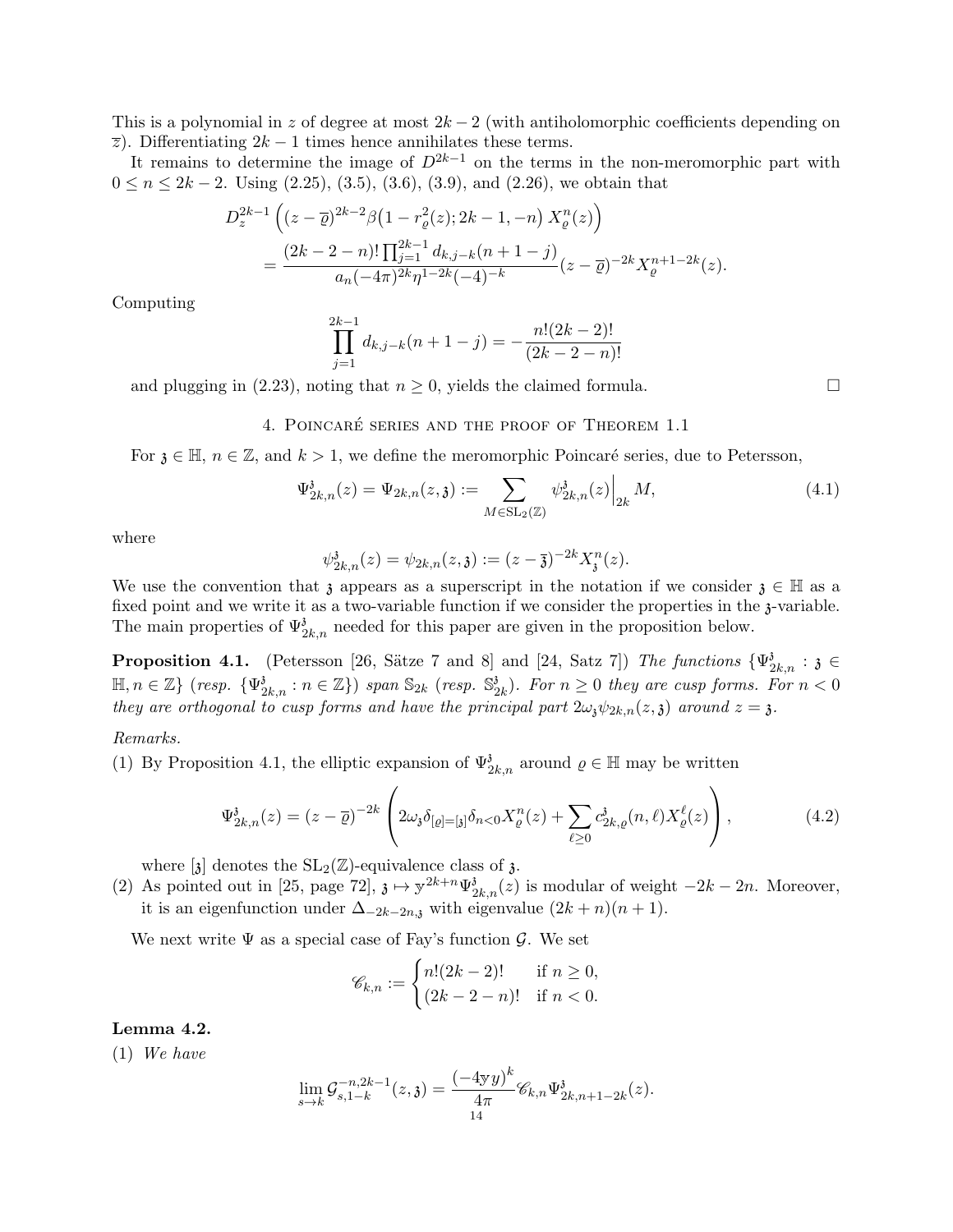This is a polynomial in $z$ of degree at most $2k-2$ (with antiholomorphic coefficients depending on $\overline{z}$). Differentiating $2k-1$ times hence annihilates these terms.

It remains to determine the image of $D^{2k-1}$ on the terms in the non-meromorphic part with $0 \leq n \leq 2k-2$. Using (2.25), (3.5), (3.6), (3.9), and (2.26), we obtain that

$$D_z^{2k-1}\left((z-\overline{\varrho})^{2k-2}\beta\big(1-r_\varrho^2(z);2k-1,-n\big)\,X_\varrho^n(z)\right)$$
$$=\frac{(2k-2-n)!\prod_{j=1}^{2k-1}d_{k,j-k}(n+1-j)}{a_n(-4\pi)^{2k}\eta^{1-2k}(-4)^{-k}}(z-\overline{\varrho})^{-2k}X_\varrho^{n+1-2k}(z).$$

Computing

$$\prod_{j=1}^{2k-1}d_{k,j-k}(n+1-j)=-\frac{n!(2k-2)!}{(2k-2-n)!}$$

and plugging in (2.23), noting that $n\geq 0$, yields the claimed formula. ☐

## 4. Poincaré series and the proof of Theorem 1.1

For $\mathfrak{z}\in\mathbb{H}$, $n\in\mathbb{Z}$, and $k>1$, we define the meromorphic Poincaré series, due to Petersson,

$$\Psi_{2k,n}^{\mathfrak{z}}(z)=\Psi_{2k,n}(z,\mathfrak{z}):=\sum_{M\in\mathrm{SL}_2(\mathbb{Z})}\psi_{2k,n}^{\mathfrak{z}}(z)\Big|_{2k}M, \tag{4.1}$$

where

$$\psi_{2k,n}^{\mathfrak{z}}(z)=\psi_{2k,n}(z,\mathfrak{z}):=(z-\overline{\mathfrak{z}})^{-2k}X_{\mathfrak{z}}^n(z).$$

We use the convention that $\mathfrak{z}$ appears as a superscript in the notation if we consider $\mathfrak{z}\in\mathbb{H}$ as a fixed point and we write it as a two-variable function if we consider the properties in the $\mathfrak{z}$-variable. The main properties of $\Psi_{2k,n}^{\mathfrak{z}}$ needed for this paper are given in the proposition below.

**Proposition 4.1.** (Petersson [26, Sätze 7 and 8] and [24, Satz 7]) *The functions $\{\Psi_{2k,n}^{\mathfrak{z}}:\mathfrak{z}\in\mathbb{H},n\in\mathbb{Z}\}$ (resp. $\{\Psi_{2k,n}^{\mathfrak{z}}:n\in\mathbb{Z}\}$) span $\mathbb{S}_{2k}$ (resp. $\mathbb{S}_{2k}^{\mathfrak{z}}$). For $n\geq 0$ they are cusp forms. For $n<0$ they are orthogonal to cusp forms and have the principal part $2\omega_{\mathfrak{z}}\psi_{2k,n}(z,\mathfrak{z})$ around $z=\mathfrak{z}$.*

*Remarks.*

(1) By Proposition 4.1, the elliptic expansion of $\Psi_{2k,n}^{\mathfrak{z}}$ around $\varrho\in\mathbb{H}$ may be written

$$\Psi_{2k,n}^{\mathfrak{z}}(z)=(z-\overline{\varrho})^{-2k}\left(2\omega_{\mathfrak{z}}\delta_{[\varrho]=[\mathfrak{z}]}\delta_{n<0}X_\varrho^n(z)+\sum_{\ell\geq 0}c_{2k,\varrho}^{\mathfrak{z}}(n,\ell)X_\varrho^\ell(z)\right), \tag{4.2}$$

where $[\mathfrak{z}]$ denotes the $\mathrm{SL}_2(\mathbb{Z})$-equivalence class of $\mathfrak{z}$.

(2) As pointed out in [25, page 72], $\mathfrak{z}\mapsto\mathbb{y}^{2k+n}\Psi_{2k,n}^{\mathfrak{z}}(z)$ is modular of weight $-2k-2n$. Moreover, it is an eigenfunction under $\Delta_{-2k-2n,\mathfrak{z}}$ with eigenvalue $(2k+n)(n+1)$.

We next write $\Psi$ as a special case of Fay's function $\mathcal{G}$. We set

$$\mathscr{C}_{k,n}:=\begin{cases}n!(2k-2)! & \text{if } n\geq 0,\\ (2k-2-n)! & \text{if } n<0.\end{cases}$$

**Lemma 4.2.**

(1) *We have*

$$\lim_{s\to k}\mathcal{G}_{s,1-k}^{-n,2k-1}(z,\mathfrak{z})=\frac{(-4\mathbb{y}y)^k}{4\pi}\mathscr{C}_{k,n}\Psi_{2k,n+1-2k}^{\mathfrak{z}}(z).$$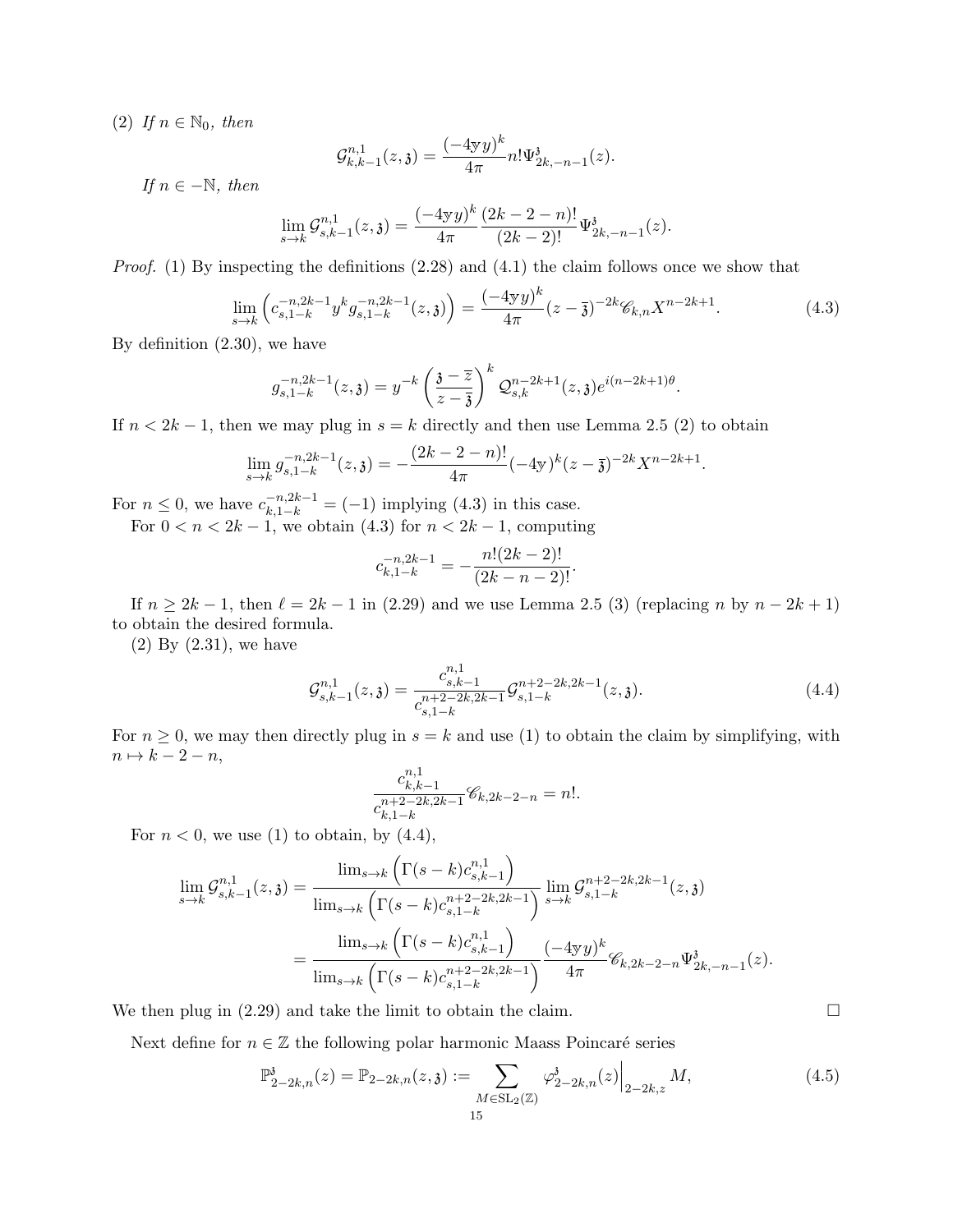(2) *If $n \in \mathbb{N}_0$, then*

$$\mathcal{G}^{n,1}_{k,k-1}(z,\mathfrak{z}) = \frac{(-4\mathbb{y}y)^k}{4\pi} n! \Psi^{\mathfrak{z}}_{2k,-n-1}(z).$$

*If $n \in -\mathbb{N}$, then*

$$\lim_{s\to k} \mathcal{G}^{n,1}_{s,k-1}(z,\mathfrak{z}) = \frac{(-4\mathbb{y}y)^k}{4\pi} \frac{(2k-2-n)!}{(2k-2)!} \Psi^{\mathfrak{z}}_{2k,-n-1}(z).$$

*Proof.* (1) By inspecting the definitions (2.28) and (4.1) the claim follows once we show that

$$\lim_{s\to k} \left( c^{-n,2k-1}_{s,1-k} y^k g^{-n,2k-1}_{s,1-k}(z,\mathfrak{z}) \right) = \frac{(-4\mathbb{y}y)^k}{4\pi} (z-\overline{\mathfrak{z}})^{-2k} \mathscr{C}_{k,n} X^{n-2k+1}. \tag{4.3}$$

By definition (2.30), we have

$$g^{-n,2k-1}_{s,1-k}(z,\mathfrak{z}) = y^{-k} \left( \frac{\mathfrak{z}-\overline{z}}{z-\overline{\mathfrak{z}}} \right)^k \mathcal{Q}^{n-2k+1}_{s,k}(z,\mathfrak{z}) e^{i(n-2k+1)\theta}.$$

If $n < 2k-1$, then we may plug in $s=k$ directly and then use Lemma 2.5 (2) to obtain

$$\lim_{s\to k} g^{-n,2k-1}_{s,1-k}(z,\mathfrak{z}) = -\frac{(2k-2-n)!}{4\pi} (-4\mathbb{y})^k (z-\overline{\mathfrak{z}})^{-2k} X^{n-2k+1}.$$

For $n \leq 0$, we have $c^{-n,2k-1}_{k,1-k} = (-1)$ implying (4.3) in this case.

For $0 < n < 2k-1$, we obtain (4.3) for $n < 2k-1$, computing

$$c^{-n,2k-1}_{k,1-k} = -\frac{n!(2k-2)!}{(2k-n-2)!}.$$

If $n \geq 2k-1$, then $\ell = 2k-1$ in (2.29) and we use Lemma 2.5 (3) (replacing $n$ by $n-2k+1$) to obtain the desired formula.

(2) By (2.31), we have

$$\mathcal{G}^{n,1}_{s,k-1}(z,\mathfrak{z}) = \frac{c^{n,1}_{s,k-1}}{c^{n+2-2k,2k-1}_{s,1-k}} \mathcal{G}^{n+2-2k,2k-1}_{s,1-k}(z,\mathfrak{z}). \tag{4.4}$$

For $n \geq 0$, we may then directly plug in $s=k$ and use (1) to obtain the claim by simplifying, with $n \mapsto k-2-n$,

$$\frac{c^{n,1}_{k,k-1}}{c^{n+2-2k,2k-1}_{k,1-k}} \mathscr{C}_{k,2k-2-n} = n!.$$

For $n < 0$, we use (1) to obtain, by (4.4),

$$\begin{aligned}
\lim_{s\to k} \mathcal{G}^{n,1}_{s,k-1}(z,\mathfrak{z}) &= \frac{\lim_{s\to k}\left(\Gamma(s-k) c^{n,1}_{s,k-1}\right)}{\lim_{s\to k}\left(\Gamma(s-k) c^{n+2-2k,2k-1}_{s,1-k}\right)} \lim_{s\to k} \mathcal{G}^{n+2-2k,2k-1}_{s,1-k}(z,\mathfrak{z}) \\
&= \frac{\lim_{s\to k}\left(\Gamma(s-k) c^{n,1}_{s,k-1}\right)}{\lim_{s\to k}\left(\Gamma(s-k) c^{n+2-2k,2k-1}_{s,1-k}\right)} \frac{(-4\mathbb{y}y)^k}{4\pi} \mathscr{C}_{k,2k-2-n} \Psi^{\mathfrak{z}}_{2k,-n-1}(z).
\end{aligned}$$

We then plug in (2.29) and take the limit to obtain the claim. $\square$

Next define for $n \in \mathbb{Z}$ the following polar harmonic Maass Poincaré series

$$\mathbb{P}^{\mathfrak{z}}_{2-2k,n}(z) = \mathbb{P}_{2-2k,n}(z,\mathfrak{z}) := \sum_{M \in \mathrm{SL}_2(\mathbb{Z})} \varphi^{\mathfrak{z}}_{2-2k,n}(z)\Big|_{2-2k,z} M, \tag{4.5}$$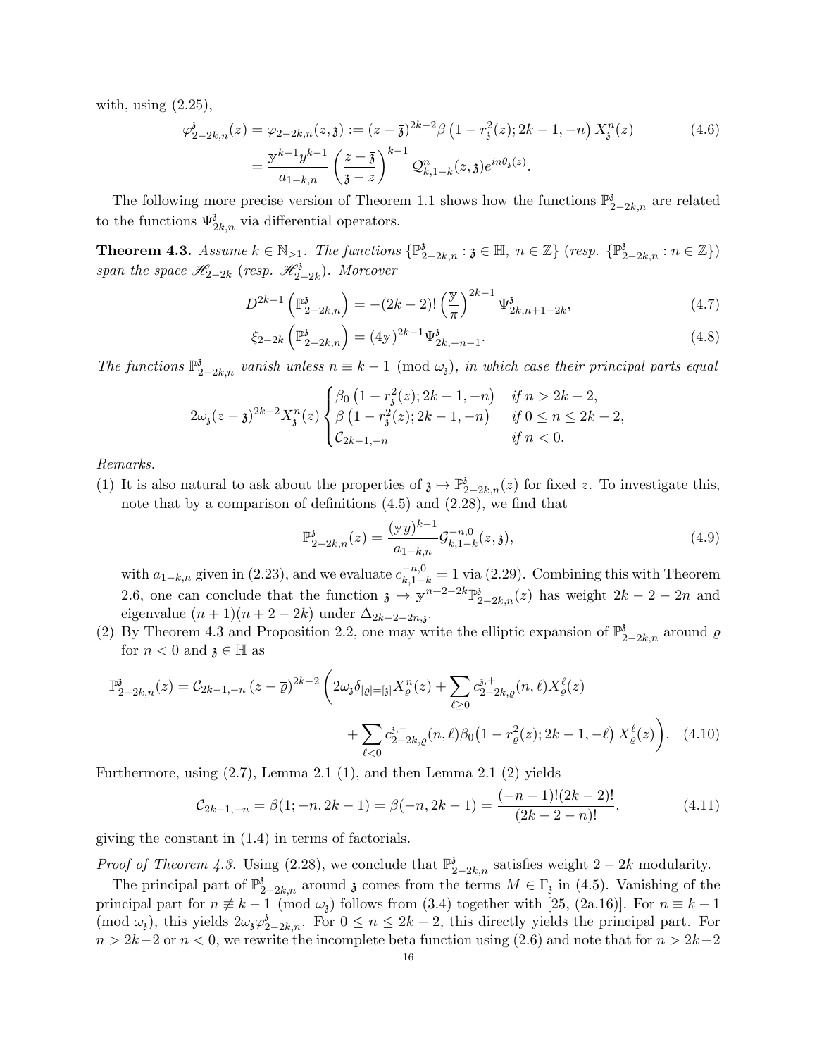with, using (2.25),

$$\varphi_{2-2k,n}^{\mathfrak{z}}(z) = \varphi_{2-2k,n}(z,\mathfrak{z}) := (z-\overline{\mathfrak{z}})^{2k-2}\beta\left(1-r_{\mathfrak{z}}^2(z);2k-1,-n\right)X_{\mathfrak{z}}^n(z) \tag{4.6}$$
$$= \frac{\mathrm{y}^{k-1}y^{k-1}}{a_{1-k,n}}\left(\frac{z-\overline{\mathfrak{z}}}{\mathfrak{z}-\overline{z}}\right)^{k-1}\mathcal{Q}_{k,1-k}^n(z,\mathfrak{z})e^{in\theta_{\mathfrak{z}}(z)}.$$

The following more precise version of Theorem 1.1 shows how the functions $\mathbb{P}_{2-2k,n}^{\mathfrak{z}}$ are related to the functions $\Psi_{2k,n}^{\mathfrak{z}}$ via differential operators.

**Theorem 4.3.** *Assume $k\in\mathbb{N}_{>1}$. The functions $\{\mathbb{P}_{2-2k,n}^{\mathfrak{z}}:\mathfrak{z}\in\mathbb{H},\ n\in\mathbb{Z}\}$ (resp. $\{\mathbb{P}_{2-2k,n}^{\mathfrak{z}}:n\in\mathbb{Z}\}$) span the space $\mathscr{H}_{2-2k}$ (resp. $\mathscr{H}_{2-2k}^{\mathfrak{z}}$). Moreover*

$$D^{2k-1}\left(\mathbb{P}_{2-2k,n}^{\mathfrak{z}}\right) = -(2k-2)!\left(\frac{\mathrm{y}}{\pi}\right)^{2k-1}\Psi_{2k,n+1-2k}^{\mathfrak{z}}, \tag{4.7}$$

$$\xi_{2-2k}\left(\mathbb{P}_{2-2k,n}^{\mathfrak{z}}\right) = (4\mathrm{y})^{2k-1}\Psi_{2k,-n-1}^{\mathfrak{z}}. \tag{4.8}$$

*The functions $\mathbb{P}_{2-2k,n}^{\mathfrak{z}}$ vanish unless $n\equiv k-1 \pmod{\omega_{\mathfrak{z}}}$, in which case their principal parts equal*

$$2\omega_{\mathfrak{z}}(z-\overline{\mathfrak{z}})^{2k-2}X_{\mathfrak{z}}^n(z)\begin{cases}\beta_0\left(1-r_{\mathfrak{z}}^2(z);2k-1,-n\right) & \text{if } n>2k-2,\\ \beta\left(1-r_{\mathfrak{z}}^2(z);2k-1,-n\right) & \text{if } 0\le n\le 2k-2,\\ \mathcal{C}_{2k-1,-n} & \text{if } n<0.\end{cases}$$

*Remarks.*

(1) It is also natural to ask about the properties of $\mathfrak{z}\mapsto\mathbb{P}_{2-2k,n}^{\mathfrak{z}}(z)$ for fixed $z$. To investigate this, note that by a comparison of definitions (4.5) and (2.28), we find that

$$\mathbb{P}_{2-2k,n}^{\mathfrak{z}}(z) = \frac{(\mathrm{y}y)^{k-1}}{a_{1-k,n}}\mathcal{G}_{k,1-k}^{-n,0}(z,\mathfrak{z}), \tag{4.9}$$

with $a_{1-k,n}$ given in (2.23), and we evaluate $c_{k,1-k}^{-n,0}=1$ via (2.29). Combining this with Theorem 2.6, one can conclude that the function $\mathfrak{z}\mapsto\mathrm{y}^{n+2-2k}\mathbb{P}_{2-2k,n}^{\mathfrak{z}}(z)$ has weight $2k-2-2n$ and eigenvalue $(n+1)(n+2-2k)$ under $\Delta_{2k-2-2n,\mathfrak{z}}$.

(2) By Theorem 4.3 and Proposition 2.2, one may write the elliptic expansion of $\mathbb{P}_{2-2k,n}^{\mathfrak{z}}$ around $\varrho$ for $n<0$ and $\mathfrak{z}\in\mathbb{H}$ as

$$\mathbb{P}_{2-2k,n}^{\mathfrak{z}}(z) = \mathcal{C}_{2k-1,-n}\,(z-\overline{\varrho})^{2k-2}\Bigg(2\omega_{\mathfrak{z}}\delta_{[\varrho]=[\mathfrak{z}]}X_{\varrho}^n(z)+\sum_{\ell\ge0}c_{2-2k,\varrho}^{\mathfrak{z},+}(n,\ell)X_{\varrho}^{\ell}(z)$$
$$+\sum_{\ell<0}c_{2-2k,\varrho}^{\mathfrak{z},-}(n,\ell)\beta_0\big(1-r_{\varrho}^2(z);2k-1,-\ell\big)X_{\varrho}^{\ell}(z)\Bigg). \tag{4.10}$$

Furthermore, using (2.7), Lemma 2.1 (1), and then Lemma 2.1 (2) yields

$$\mathcal{C}_{2k-1,-n} = \beta(1;-n,2k-1) = \beta(-n,2k-1) = \frac{(-n-1)!(2k-2)!}{(2k-2-n)!}, \tag{4.11}$$

giving the constant in (1.4) in terms of factorials.

*Proof of Theorem 4.3.* Using (2.28), we conclude that $\mathbb{P}_{2-2k,n}^{\mathfrak{z}}$ satisfies weight $2-2k$ modularity.

The principal part of $\mathbb{P}_{2-2k,n}^{\mathfrak{z}}$ around $\mathfrak{z}$ comes from the terms $M\in\Gamma_{\mathfrak{z}}$ in (4.5). Vanishing of the principal part for $n\not\equiv k-1 \pmod{\omega_{\mathfrak{z}}}$ follows from (3.4) together with [25, (2a.16)]. For $n\equiv k-1 \pmod{\omega_{\mathfrak{z}}}$, this yields $2\omega_{\mathfrak{z}}\varphi_{2-2k,n}^{\mathfrak{z}}$. For $0\le n\le 2k-2$, this directly yields the principal part. For $n>2k-2$ or $n<0$, we rewrite the incomplete beta function using (2.6) and note that for $n>2k-2$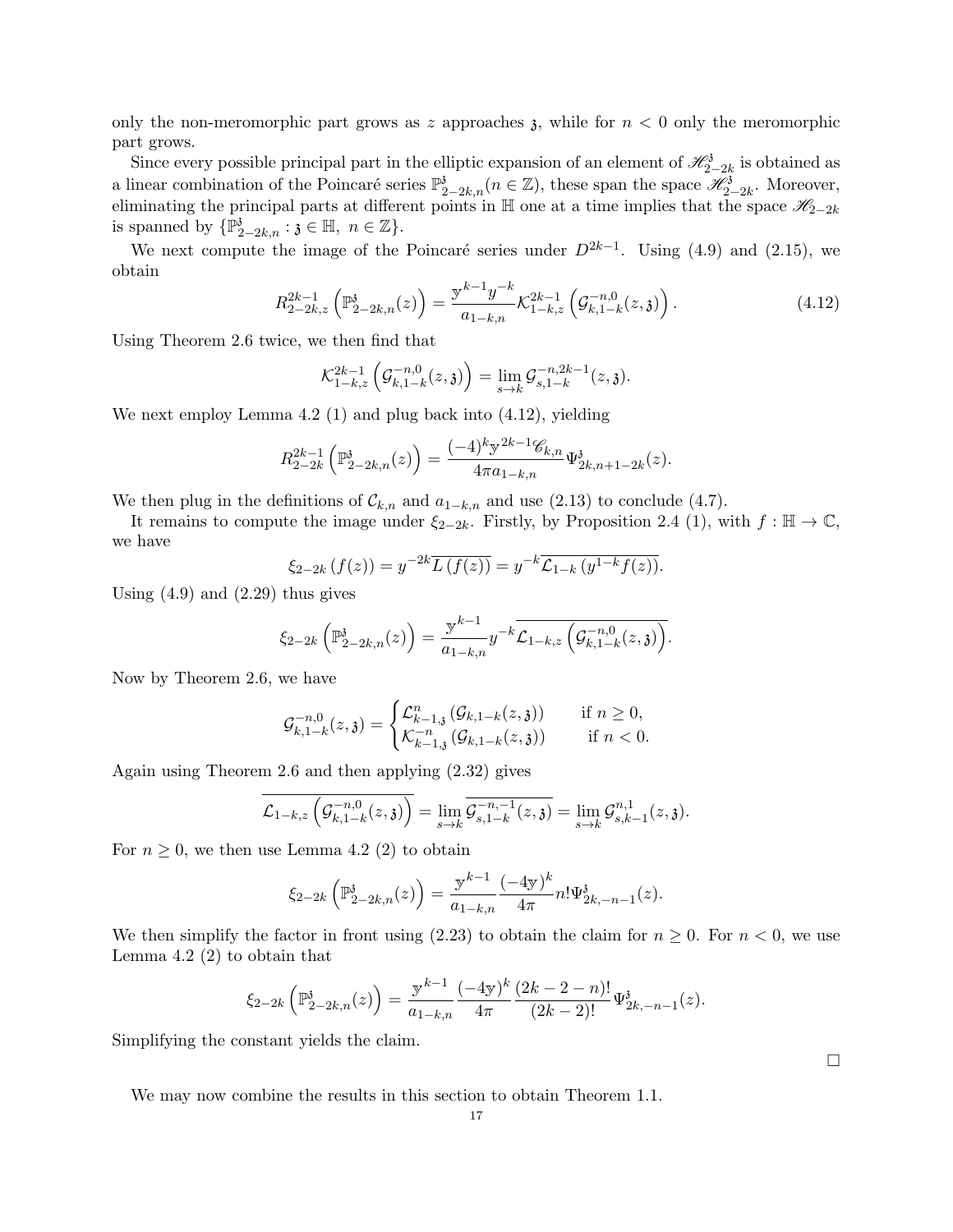only the non-meromorphic part grows as $z$ approaches $\mathfrak{z}$, while for $n < 0$ only the meromorphic part grows.

Since every possible principal part in the elliptic expansion of an element of $\mathscr{H}_{2-2k}^{\mathfrak{z}}$ is obtained as a linear combination of the Poincaré series $\mathbb{P}_{2-2k,n}^{\mathfrak{z}}(n \in \mathbb{Z})$, these span the space $\mathscr{H}_{2-2k}^{\mathfrak{z}}$. Moreover, eliminating the principal parts at different points in $\mathbb{H}$ one at a time implies that the space $\mathscr{H}_{2-2k}$ is spanned by $\{\mathbb{P}_{2-2k,n}^{\mathfrak{z}} : \mathfrak{z} \in \mathbb{H},\ n \in \mathbb{Z}\}$.

We next compute the image of the Poincaré series under $D^{2k-1}$. Using (4.9) and (2.15), we obtain

$$R_{2-2k,z}^{2k-1}\left(\mathbb{P}_{2-2k,n}^{\mathfrak{z}}(z)\right) = \frac{\mathrm{y}^{k-1}y^{-k}}{a_{1-k,n}} \mathcal{K}_{1-k,z}^{2k-1}\left(\mathcal{G}_{k,1-k}^{-n,0}(z,\mathfrak{z})\right). \tag{4.12}$$

Using Theorem 2.6 twice, we then find that

$$\mathcal{K}_{1-k,z}^{2k-1}\left(\mathcal{G}_{k,1-k}^{-n,0}(z,\mathfrak{z})\right) = \lim_{s\to k} \mathcal{G}_{s,1-k}^{-n,2k-1}(z,\mathfrak{z}).$$

We next employ Lemma 4.2 (1) and plug back into (4.12), yielding

$$R_{2-2k}^{2k-1}\left(\mathbb{P}_{2-2k,n}^{\mathfrak{z}}(z)\right) = \frac{(-4)^k \mathrm{y}^{2k-1}\mathscr{C}_{k,n}}{4\pi a_{1-k,n}} \Psi_{2k,n+1-2k}^{\mathfrak{z}}(z).$$

We then plug in the definitions of $\mathcal{C}_{k,n}$ and $a_{1-k,n}$ and use (2.13) to conclude (4.7).

It remains to compute the image under $\xi_{2-2k}$. Firstly, by Proposition 2.4 (1), with $f : \mathbb{H} \to \mathbb{C}$, we have

$$\xi_{2-2k}\left(f(z)\right) = y^{-2k}\overline{L\left(f(z)\right)} = y^{-k}\overline{\mathcal{L}_{1-k}\left(y^{1-k}f(z)\right)}.$$

Using (4.9) and (2.29) thus gives

$$\xi_{2-2k}\left(\mathbb{P}_{2-2k,n}^{\mathfrak{z}}(z)\right) = \frac{\mathrm{y}^{k-1}}{a_{1-k,n}} y^{-k}\overline{\mathcal{L}_{1-k,z}\left(\mathcal{G}_{k,1-k}^{-n,0}(z,\mathfrak{z})\right)}.$$

Now by Theorem 2.6, we have

$$\mathcal{G}_{k,1-k}^{-n,0}(z,\mathfrak{z}) = \begin{cases} \mathcal{L}_{k-1,\mathfrak{z}}^{n}\left(\mathcal{G}_{k,1-k}(z,\mathfrak{z})\right) & \text{if } n \geq 0, \\ \mathcal{K}_{k-1,\mathfrak{z}}^{-n}\left(\mathcal{G}_{k,1-k}(z,\mathfrak{z})\right) & \text{if } n < 0. \end{cases}$$

Again using Theorem 2.6 and then applying (2.32) gives

$$\overline{\mathcal{L}_{1-k,z}\left(\mathcal{G}_{k,1-k}^{-n,0}(z,\mathfrak{z})\right)} = \lim_{s\to k} \overline{\mathcal{G}_{s,1-k}^{-n,-1}(z,\mathfrak{z})} = \lim_{s\to k} \mathcal{G}_{s,k-1}^{n,1}(z,\mathfrak{z}).$$

For $n \geq 0$, we then use Lemma 4.2 (2) to obtain

$$\xi_{2-2k}\left(\mathbb{P}_{2-2k,n}^{\mathfrak{z}}(z)\right) = \frac{\mathrm{y}^{k-1}}{a_{1-k,n}} \frac{(-4\mathrm{y})^k}{4\pi} n! \Psi_{2k,-n-1}^{\mathfrak{z}}(z).$$

We then simplify the factor in front using (2.23) to obtain the claim for $n \geq 0$. For $n < 0$, we use Lemma 4.2 (2) to obtain that

$$\xi_{2-2k}\left(\mathbb{P}_{2-2k,n}^{\mathfrak{z}}(z)\right) = \frac{\mathrm{y}^{k-1}}{a_{1-k,n}} \frac{(-4\mathrm{y})^k}{4\pi} \frac{(2k-2-n)!}{(2k-2)!} \Psi_{2k,-n-1}^{\mathfrak{z}}(z).$$

Simplifying the constant yields the claim.

□

We may now combine the results in this section to obtain Theorem 1.1.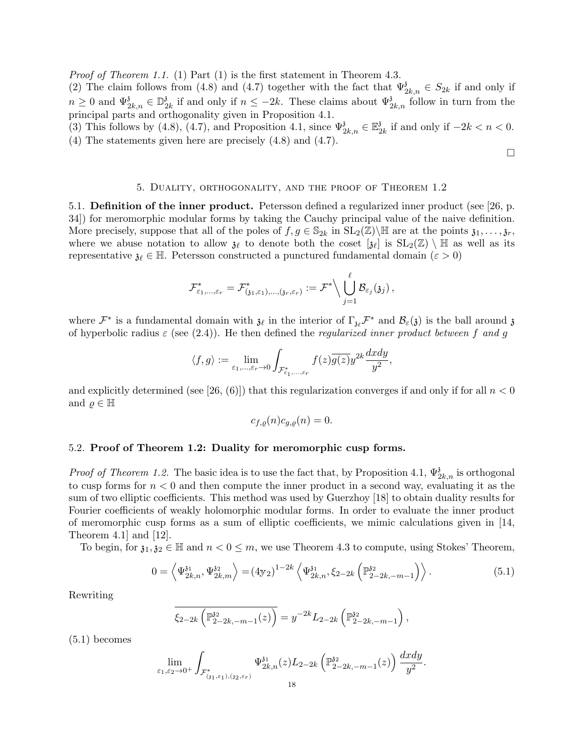*Proof of Theorem 1.1.* (1) Part (1) is the first statement in Theorem 4.3.
(2) The claim follows from (4.8) and (4.7) together with the fact that $\Psi_{2k,n}^{\mathfrak{z}} \in S_{2k}$ if and only if $n \geq 0$ and $\Psi_{2k,n}^{\mathfrak{z}} \in \mathbb{D}_{2k}^{\mathfrak{z}}$ if and only if $n \leq -2k$. These claims about $\Psi_{2k,n}^{\mathfrak{z}}$ follow in turn from the principal parts and orthogonality given in Proposition 4.1.
(3) This follows by (4.8), (4.7), and Proposition 4.1, since $\Psi_{2k,n}^{\mathfrak{z}} \in \mathbb{E}_{2k}^{\mathfrak{z}}$ if and only if $-2k < n < 0$.
(4) The statements given here are precisely (4.8) and (4.7).

□

## 5. Duality, orthogonality, and the proof of Theorem 1.2

**5.1. Definition of the inner product.** Petersson defined a regularized inner product (see [26, p. 34]) for meromorphic modular forms by taking the Cauchy principal value of the naive definition. More precisely, suppose that all of the poles of $f, g \in \mathbb{S}_{2k}$ in $\mathrm{SL}_2(\mathbb{Z})\backslash\mathbb{H}$ are at the points $\mathfrak{z}_1, \ldots, \mathfrak{z}_r$, where we abuse notation to allow $\mathfrak{z}_\ell$ to denote both the coset $[\mathfrak{z}_\ell]$ is $\mathrm{SL}_2(\mathbb{Z}) \setminus \mathbb{H}$ as well as its representative $\mathfrak{z}_\ell \in \mathbb{H}$. Petersson constructed a punctured fundamental domain ($\varepsilon > 0$)

$$\mathcal{F}^*_{\varepsilon_1,\ldots,\varepsilon_r} = \mathcal{F}^*_{(\mathfrak{z}_1,\varepsilon_1),\ldots,(\mathfrak{z}_r,\varepsilon_r)} := \mathcal{F}^* \Big\backslash \bigcup_{j=1}^{\ell} \mathcal{B}_{\varepsilon_j}(\mathfrak{z}_j),$$

where $\mathcal{F}^*$ is a fundamental domain with $\mathfrak{z}_\ell$ in the interior of $\Gamma_{\mathfrak{z}_\ell}\mathcal{F}^*$ and $\mathcal{B}_\varepsilon(\mathfrak{z})$ is the ball around $\mathfrak{z}$ of hyperbolic radius $\varepsilon$ (see (2.4)). He then defined the *regularized inner product between $f$ and $g$*

$$\langle f, g\rangle := \lim_{\varepsilon_1,\ldots,\varepsilon_r \to 0} \int_{\mathcal{F}^*_{\varepsilon_1,\ldots,\varepsilon_r}} f(z)\overline{g(z)} y^{2k} \frac{dxdy}{y^2},$$

and explicitly determined (see [26, (6)]) that this regularization converges if and only if for all $n < 0$ and $\varrho \in \mathbb{H}$

$$c_{f,\varrho}(n) c_{g,\varrho}(n) = 0.$$

**5.2. Proof of Theorem 1.2: Duality for meromorphic cusp forms.**

*Proof of Theorem 1.2.* The basic idea is to use the fact that, by Proposition 4.1, $\Psi_{2k,n}^{\mathfrak{z}}$ is orthogonal to cusp forms for $n < 0$ and then compute the inner product in a second way, evaluating it as the sum of two elliptic coefficients. This method was used by Guerzhoy [18] to obtain duality results for Fourier coefficients of weakly holomorphic modular forms. In order to evaluate the inner product of meromorphic cusp forms as a sum of elliptic coefficients, we mimic calculations given in [14, Theorem 4.1] and [12].

To begin, for $\mathfrak{z}_1, \mathfrak{z}_2 \in \mathbb{H}$ and $n < 0 \leq m$, we use Theorem 4.3 to compute, using Stokes' Theorem,

$$0 = \left\langle \Psi_{2k,n}^{\mathfrak{z}_1}, \Psi_{2k,m}^{\mathfrak{z}_2} \right\rangle = (4\mathfrak{y}_2)^{1-2k} \left\langle \Psi_{2k,n}^{\mathfrak{z}_1}, \xi_{2-2k}\left(\mathbb{P}_{2-2k,-m-1}^{\mathfrak{z}_2}\right)\right\rangle. \tag{5.1}$$

Rewriting

$$\overline{\xi_{2-2k}\left(\mathbb{P}_{2-2k,-m-1}^{\mathfrak{z}_2}(z)\right)} = y^{-2k} L_{2-2k}\left(\mathbb{P}_{2-2k,-m-1}^{\mathfrak{z}_2}\right),$$

(5.1) becomes

$$\lim_{\varepsilon_1,\varepsilon_2 \to 0^+} \int_{\mathcal{F}^*_{(\mathfrak{z}_1,\varepsilon_1),(\mathfrak{z}_2,\varepsilon_r)}} \Psi_{2k,n}^{\mathfrak{z}_1}(z) L_{2-2k}\left(\mathbb{P}_{2-2k,-m-1}^{\mathfrak{z}_2}(z)\right) \frac{dxdy}{y^2}.$$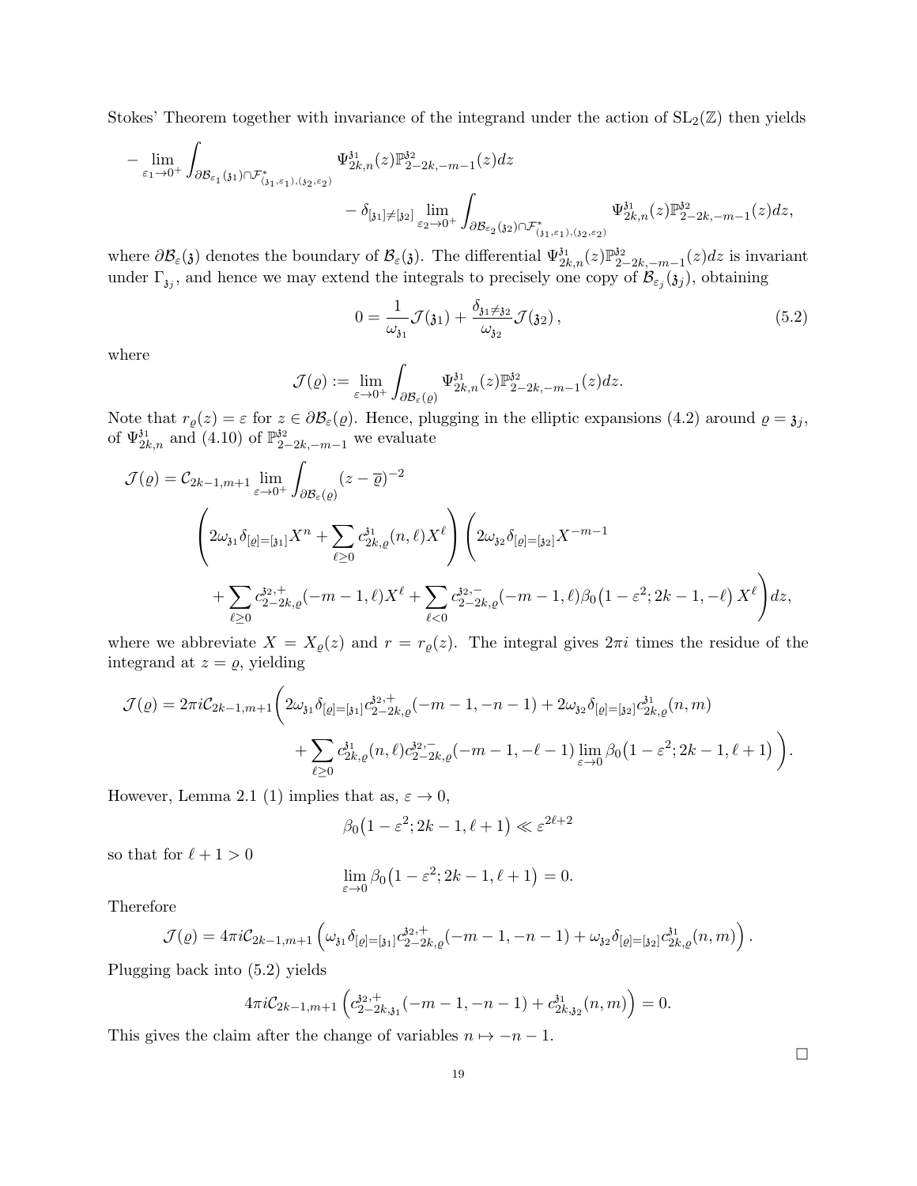Stokes' Theorem together with invariance of the integrand under the action of $\mathrm{SL}_2(\mathbb{Z})$ then yields

$$
\begin{aligned}
-\lim_{\varepsilon_1\to 0^+}\int_{\partial\mathcal{B}_{\varepsilon_1}(\mathfrak{z}_1)\cap\mathcal{F}^*_{(\mathfrak{z}_1,\varepsilon_1),(\mathfrak{z}_2,\varepsilon_2)}} &\Psi^{\mathfrak{z}_1}_{2k,n}(z)\mathbb{P}^{\mathfrak{z}_2}_{2-2k,-m-1}(z)dz\\
&-\delta_{[\mathfrak{z}_1]\neq[\mathfrak{z}_2]}\lim_{\varepsilon_2\to 0^+}\int_{\partial\mathcal{B}_{\varepsilon_2}(\mathfrak{z}_2)\cap\mathcal{F}^*_{(\mathfrak{z}_1,\varepsilon_1),(\mathfrak{z}_2,\varepsilon_2)}}\Psi^{\mathfrak{z}_1}_{2k,n}(z)\mathbb{P}^{\mathfrak{z}_2}_{2-2k,-m-1}(z)dz,
\end{aligned}
$$

where $\partial\mathcal{B}_\varepsilon(\mathfrak{z})$ denotes the boundary of $\mathcal{B}_\varepsilon(\mathfrak{z})$. The differential $\Psi^{\mathfrak{z}_1}_{2k,n}(z)\mathbb{P}^{\mathfrak{z}_2}_{2-2k,-m-1}(z)dz$ is invariant under $\Gamma_{\mathfrak{z}_j}$, and hence we may extend the integrals to precisely one copy of $\mathcal{B}_{\varepsilon_j}(\mathfrak{z}_j)$, obtaining

$$
0=\frac{1}{\omega_{\mathfrak{z}_1}}\mathcal{J}(\mathfrak{z}_1)+\frac{\delta_{\mathfrak{z}_1\neq\mathfrak{z}_2}}{\omega_{\mathfrak{z}_2}}\mathcal{J}(\mathfrak{z}_2)\,, \tag{5.2}
$$

where

$$
\mathcal{J}(\varrho):=\lim_{\varepsilon\to 0^+}\int_{\partial\mathcal{B}_\varepsilon(\varrho)}\Psi^{\mathfrak{z}_1}_{2k,n}(z)\mathbb{P}^{\mathfrak{z}_2}_{2-2k,-m-1}(z)dz.
$$

Note that $r_\varrho(z)=\varepsilon$ for $z\in\partial\mathcal{B}_\varepsilon(\varrho)$. Hence, plugging in the elliptic expansions (4.2) around $\varrho=\mathfrak{z}_j$, of $\Psi^{\mathfrak{z}_1}_{2k,n}$ and (4.10) of $\mathbb{P}^{\mathfrak{z}_2}_{2-2k,-m-1}$ we evaluate

$$
\begin{aligned}
\mathcal{J}(\varrho)=\mathcal{C}_{2k-1,m+1}&\lim_{\varepsilon\to 0^+}\int_{\partial\mathcal{B}_\varepsilon(\varrho)}(z-\overline{\varrho})^{-2}\\
&\left(2\omega_{\mathfrak{z}_1}\delta_{[\varrho]=[\mathfrak{z}_1]}X^n+\sum_{\ell\geq 0}c^{\mathfrak{z}_1}_{2k,\varrho}(n,\ell)X^\ell\right)\Bigg(2\omega_{\mathfrak{z}_2}\delta_{[\varrho]=[\mathfrak{z}_2]}X^{-m-1}\\
&\qquad+\sum_{\ell\geq 0}c^{\mathfrak{z}_2,+}_{2-2k,\varrho}(-m-1,\ell)X^\ell+\sum_{\ell<0}c^{\mathfrak{z}_2,-}_{2-2k,\varrho}(-m-1,\ell)\beta_0\big(1-\varepsilon^2;2k-1,-\ell\big)\,X^\ell\Bigg)dz,
\end{aligned}
$$

where we abbreviate $X=X_\varrho(z)$ and $r=r_\varrho(z)$. The integral gives $2\pi i$ times the residue of the integrand at $z=\varrho$, yielding

$$
\begin{aligned}
\mathcal{J}(\varrho)=2\pi i\mathcal{C}_{2k-1,m+1}\Bigg(&2\omega_{\mathfrak{z}_1}\delta_{[\varrho]=[\mathfrak{z}_1]}c^{\mathfrak{z}_2,+}_{2-2k,\varrho}(-m-1,-n-1)+2\omega_{\mathfrak{z}_2}\delta_{[\varrho]=[\mathfrak{z}_2]}c^{\mathfrak{z}_1}_{2k,\varrho}(n,m)\\
&+\sum_{\ell\geq 0}c^{\mathfrak{z}_1}_{2k,\varrho}(n,\ell)c^{\mathfrak{z}_2,-}_{2-2k,\varrho}(-m-1,-\ell-1)\lim_{\varepsilon\to 0}\beta_0\big(1-\varepsilon^2;2k-1,\ell+1\big)\Bigg).
\end{aligned}
$$

However, Lemma 2.1 (1) implies that as, $\varepsilon\to 0$,

$$
\beta_0\big(1-\varepsilon^2;2k-1,\ell+1\big)\ll\varepsilon^{2\ell+2}
$$

so that for $\ell+1>0$

$$
\lim_{\varepsilon\to 0}\beta_0\big(1-\varepsilon^2;2k-1,\ell+1\big)=0.
$$

Therefore

$$
\mathcal{J}(\varrho)=4\pi i\mathcal{C}_{2k-1,m+1}\left(\omega_{\mathfrak{z}_1}\delta_{[\varrho]=[\mathfrak{z}_1]}c^{\mathfrak{z}_2,+}_{2-2k,\varrho}(-m-1,-n-1)+\omega_{\mathfrak{z}_2}\delta_{[\varrho]=[\mathfrak{z}_2]}c^{\mathfrak{z}_1}_{2k,\varrho}(n,m)\right).
$$

Plugging back into (5.2) yields

$$
4\pi i\mathcal{C}_{2k-1,m+1}\left(c^{\mathfrak{z}_2,+}_{2-2k,\mathfrak{z}_1}(-m-1,-n-1)+c^{\mathfrak{z}_1}_{2k,\mathfrak{z}_2}(n,m)\right)=0.
$$

This gives the claim after the change of variables $n\mapsto -n-1$.

$\square$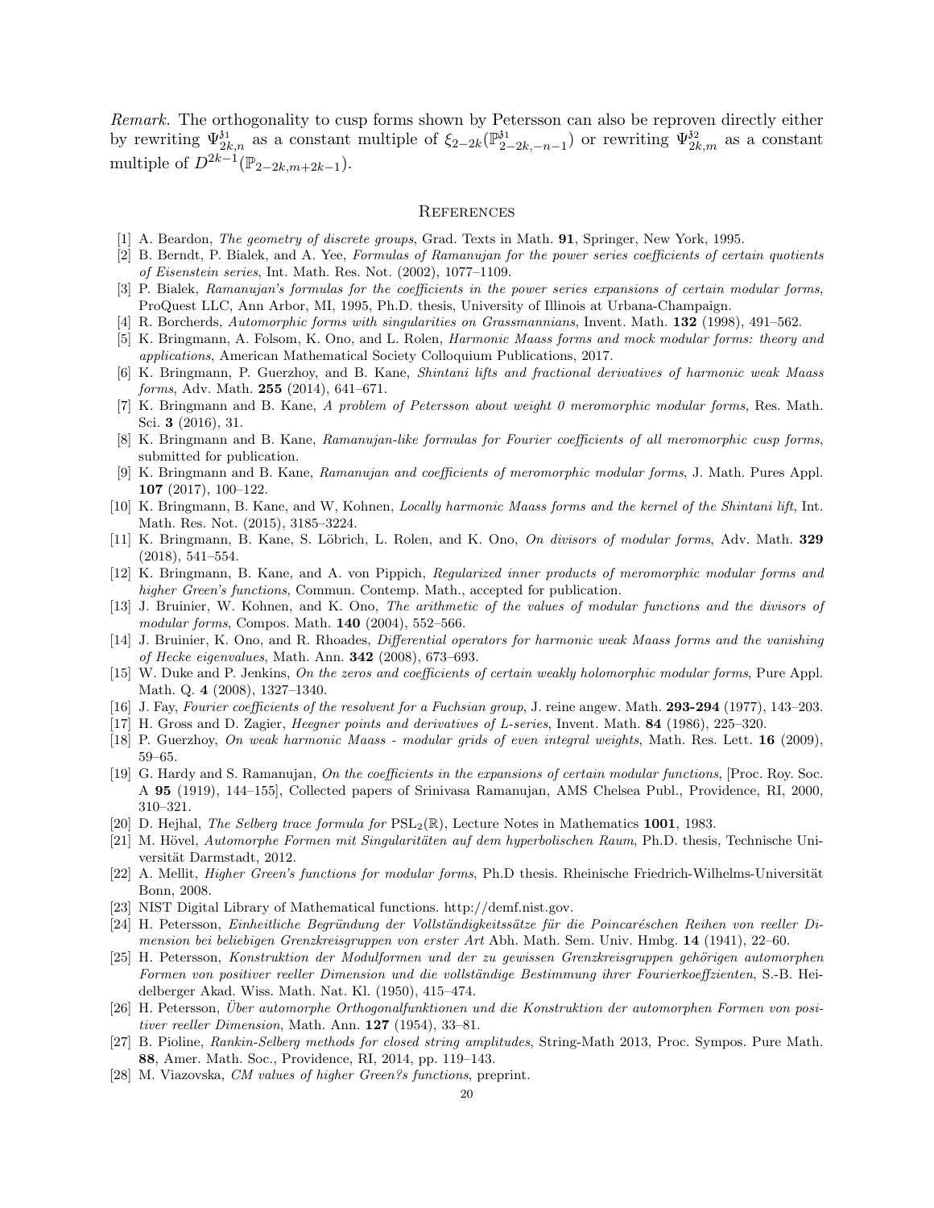*Remark.* The orthogonality to cusp forms shown by Petersson can also be reproven directly either by rewriting $\Psi_{2k,n}^{\mathfrak{z}_1}$ as a constant multiple of $\xi_{2-2k}(\mathbb{P}_{2-2k,-n-1}^{\mathfrak{z}_1})$ or rewriting $\Psi_{2k,m}^{\mathfrak{z}_2}$ as a constant multiple of $D^{2k-1}(\mathbb{P}_{2-2k,m+2k-1})$.

## References

[1] A. Beardon, *The geometry of discrete groups*, Grad. Texts in Math. **91**, Springer, New York, 1995.

[2] B. Berndt, P. Bialek, and A. Yee, *Formulas of Ramanujan for the power series coefficients of certain quotients of Eisenstein series*, Int. Math. Res. Not. (2002), 1077–1109.

[3] P. Bialek, *Ramanujan's formulas for the coefficients in the power series expansions of certain modular forms*, ProQuest LLC, Ann Arbor, MI, 1995, Ph.D. thesis, University of Illinois at Urbana-Champaign.

[4] R. Borcherds, *Automorphic forms with singularities on Grassmannians*, Invent. Math. **132** (1998), 491–562.

[5] K. Bringmann, A. Folsom, K. Ono, and L. Rolen, *Harmonic Maass forms and mock modular forms: theory and applications*, American Mathematical Society Colloquium Publications, 2017.

[6] K. Bringmann, P. Guerzhoy, and B. Kane, *Shintani lifts and fractional derivatives of harmonic weak Maass forms*, Adv. Math. **255** (2014), 641–671.

[7] K. Bringmann and B. Kane, *A problem of Petersson about weight 0 meromorphic modular forms*, Res. Math. Sci. **3** (2016), 31.

[8] K. Bringmann and B. Kane, *Ramanujan-like formulas for Fourier coefficients of all meromorphic cusp forms*, submitted for publication.

[9] K. Bringmann and B. Kane, *Ramanujan and coefficients of meromorphic modular forms*, J. Math. Pures Appl. **107** (2017), 100–122.

[10] K. Bringmann, B. Kane, and W, Kohnen, *Locally harmonic Maass forms and the kernel of the Shintani lift*, Int. Math. Res. Not. (2015), 3185–3224.

[11] K. Bringmann, B. Kane, S. Löbrich, L. Rolen, and K. Ono, *On divisors of modular forms*, Adv. Math. **329** (2018), 541–554.

[12] K. Bringmann, B. Kane, and A. von Pippich, *Regularized inner products of meromorphic modular forms and higher Green's functions*, Commun. Contemp. Math., accepted for publication.

[13] J. Bruinier, W. Kohnen, and K. Ono, *The arithmetic of the values of modular functions and the divisors of modular forms*, Compos. Math. **140** (2004), 552–566.

[14] J. Bruinier, K. Ono, and R. Rhoades, *Differential operators for harmonic weak Maass forms and the vanishing of Hecke eigenvalues*, Math. Ann. **342** (2008), 673–693.

[15] W. Duke and P. Jenkins, *On the zeros and coefficients of certain weakly holomorphic modular forms*, Pure Appl. Math. Q. **4** (2008), 1327–1340.

[16] J. Fay, *Fourier coefficients of the resolvent for a Fuchsian group*, J. reine angew. Math. **293-294** (1977), 143–203.

[17] H. Gross and D. Zagier, *Heegner points and derivatives of L-series*, Invent. Math. **84** (1986), 225–320.

[18] P. Guerzhoy, *On weak harmonic Maass - modular grids of even integral weights*, Math. Res. Lett. **16** (2009), 59–65.

[19] G. Hardy and S. Ramanujan, *On the coefficients in the expansions of certain modular functions*, [Proc. Roy. Soc. A **95** (1919), 144–155], Collected papers of Srinivasa Ramanujan, AMS Chelsea Publ., Providence, RI, 2000, 310–321.

[20] D. Hejhal, *The Selberg trace formula for* $\mathrm{PSL}_2(\mathbb{R})$, Lecture Notes in Mathematics **1001**, 1983.

[21] M. Hövel, *Automorphe Formen mit Singularitäten auf dem hyperbolischen Raum*, Ph.D. thesis, Technische Universität Darmstadt, 2012.

[22] A. Mellit, *Higher Green's functions for modular forms*, Ph.D thesis. Rheinische Friedrich-Wilhelms-Universität Bonn, 2008.

[23] NIST Digital Library of Mathematical functions. http://demf.nist.gov.

[24] H. Petersson, *Einheitliche Begründung der Vollständigkeitssätze für die Poincaréschen Reihen von reeller Dimension bei beliebigen Grenzkreisgruppen von erster Art* Abh. Math. Sem. Univ. Hmbg. **14** (1941), 22–60.

[25] H. Petersson, *Konstruktion der Modulformen und der zu gewissen Grenzkreisgruppen gehörigen automorphen Formen von positiver reeller Dimension und die vollständige Bestimmung ihrer Fourierkoeffzienten*, S.-B. Heidelberger Akad. Wiss. Math. Nat. Kl. (1950), 415–474.

[26] H. Petersson, *Über automorphe Orthogonalfunktionen und die Konstruktion der automorphen Formen von positiver reeller Dimension*, Math. Ann. **127** (1954), 33–81.

[27] B. Pioline, *Rankin-Selberg methods for closed string amplitudes*, String-Math 2013, Proc. Sympos. Pure Math. **88**, Amer. Math. Soc., Providence, RI, 2014, pp. 119–143.

[28] M. Viazovska, *CM values of higher Green?s functions*, preprint.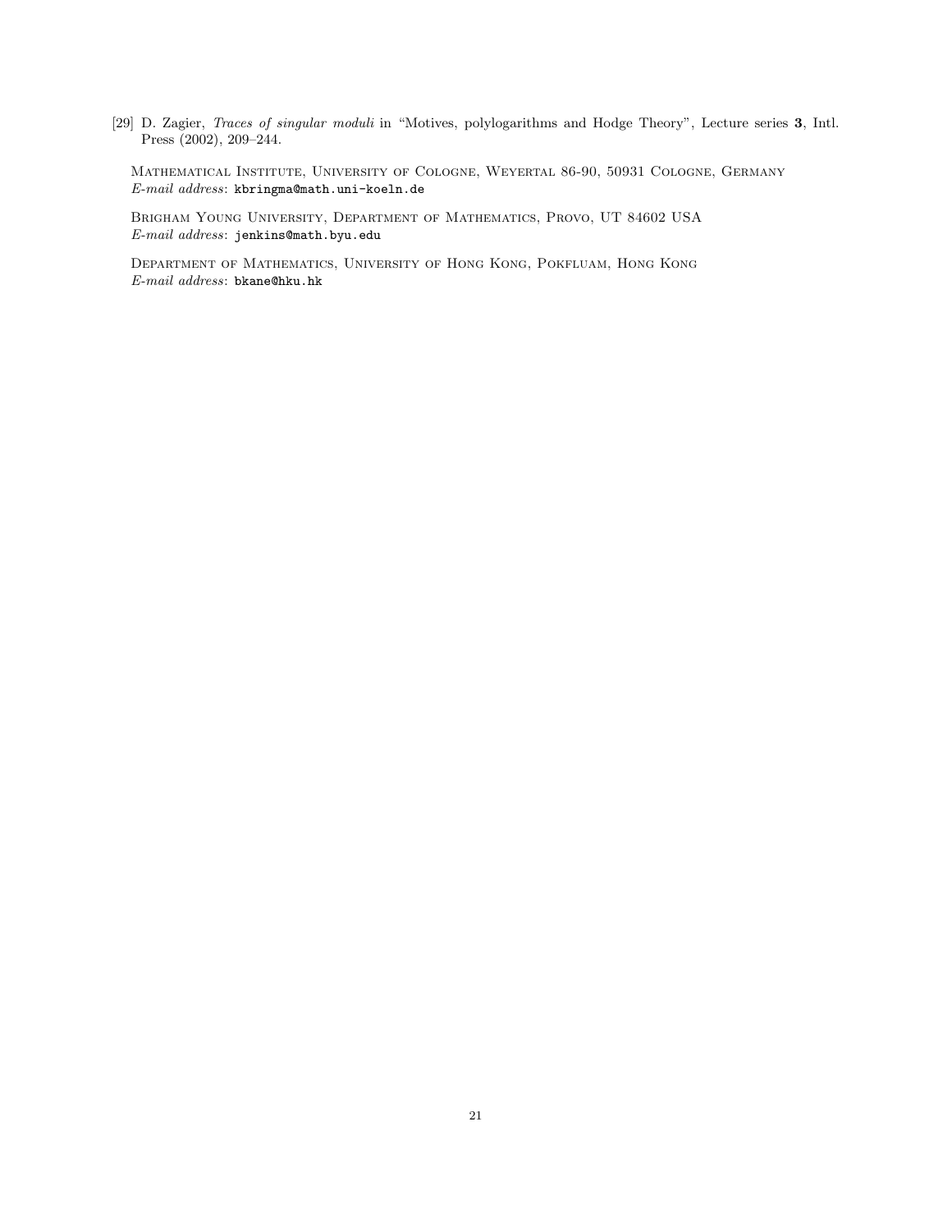[29] D. Zagier, *Traces of singular moduli* in "Motives, polylogarithms and Hodge Theory", Lecture series **3**, Intl. Press (2002), 209–244.

Mathematical Institute, University of Cologne, Weyertal 86-90, 50931 Cologne, Germany
*E-mail address*: kbringma@math.uni-koeln.de

Brigham Young University, Department of Mathematics, Provo, UT 84602 USA
*E-mail address*: jenkins@math.byu.edu

Department of Mathematics, University of Hong Kong, Pokfluam, Hong Kong
*E-mail address*: bkane@hku.hk